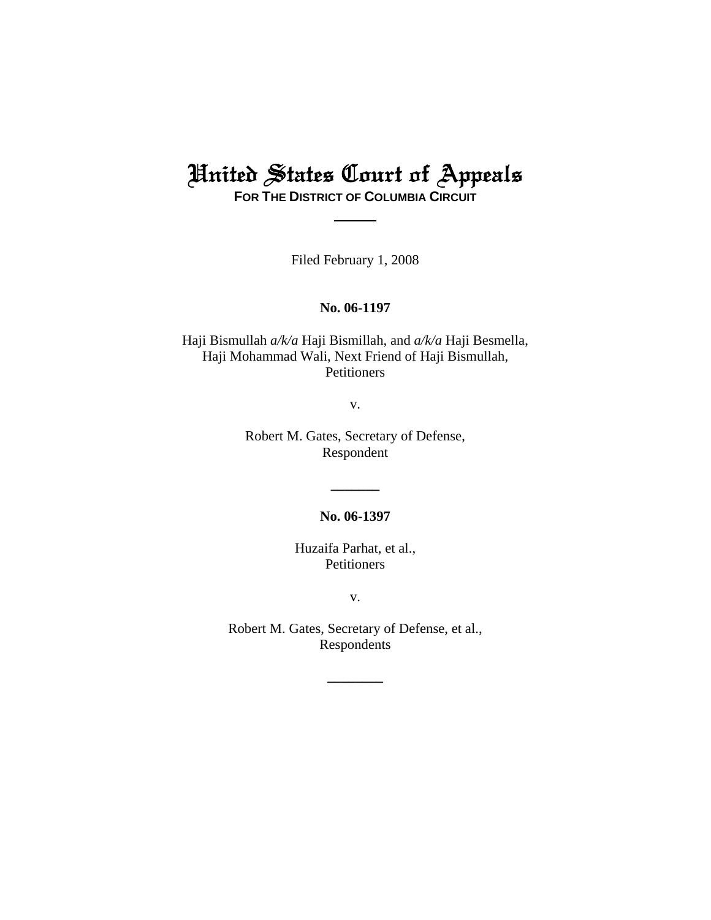# United States Court of Appeals

**FOR THE DISTRICT OF COLUMBIA CIRCUIT**

---

Filed February 1, 2008

**No. 06-1197**

Haji Bismullah *a/k/a* Haji Bismillah, and *a/k/a* Haji Besmella,
Haji Mohammad Wali, Next Friend of Haji Bismullah,
Petitioners

v.

Robert M. Gates, Secretary of Defense,
Respondent

---

**No. 06-1397**

Huzaifa Parhat, et al.,
Petitioners

v.

Robert M. Gates, Secretary of Defense, et al.,
Respondents

---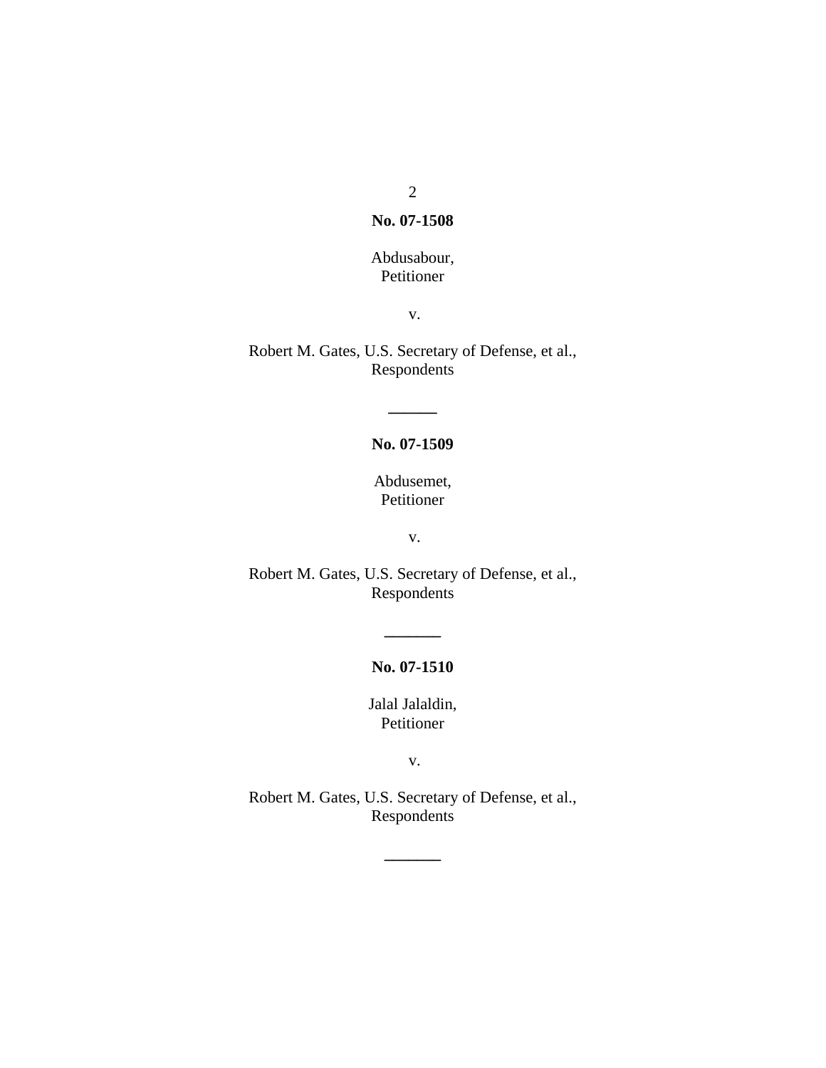**No. 07-1508**

Abdusabour,
Petitioner

v.

Robert M. Gates, U.S. Secretary of Defense, et al.,
Respondents

---

**No. 07-1509**

Abdusemet,
Petitioner

v.

Robert M. Gates, U.S. Secretary of Defense, et al.,
Respondents

---

**No. 07-1510**

Jalal Jalaldin,
Petitioner

v.

Robert M. Gates, U.S. Secretary of Defense, et al.,
Respondents

---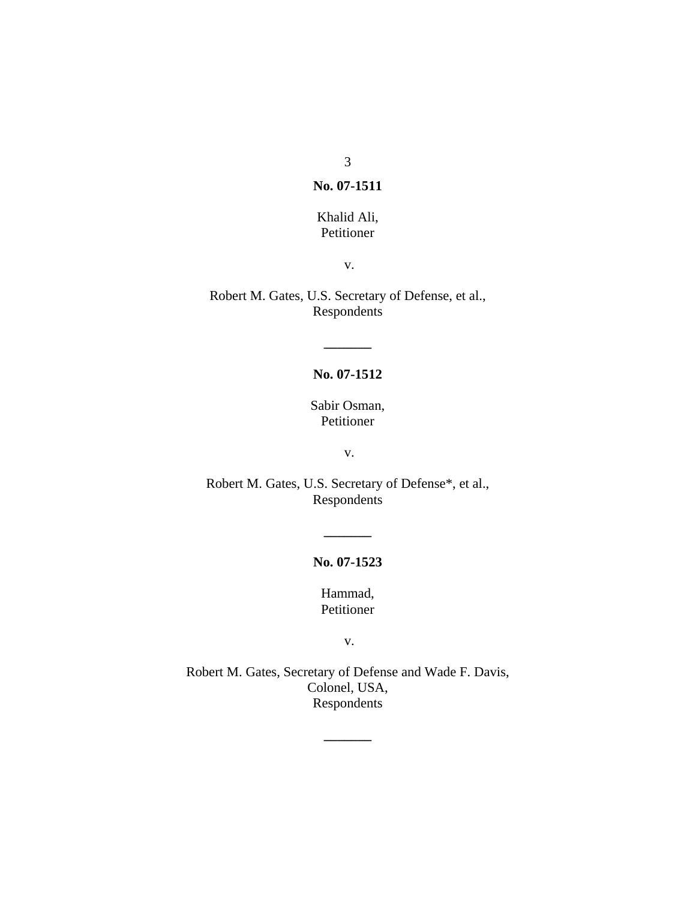**No. 07-1511**

Khalid Ali,
Petitioner

v.

Robert M. Gates, U.S. Secretary of Defense, et al.,
Respondents

———

**No. 07-1512**

Sabir Osman,
Petitioner

v.

Robert M. Gates, U.S. Secretary of Defense*, et al.,
Respondents

———

**No. 07-1523**

Hammad,
Petitioner

v.

Robert M. Gates, Secretary of Defense and Wade F. Davis,
Colonel, USA,
Respondents

———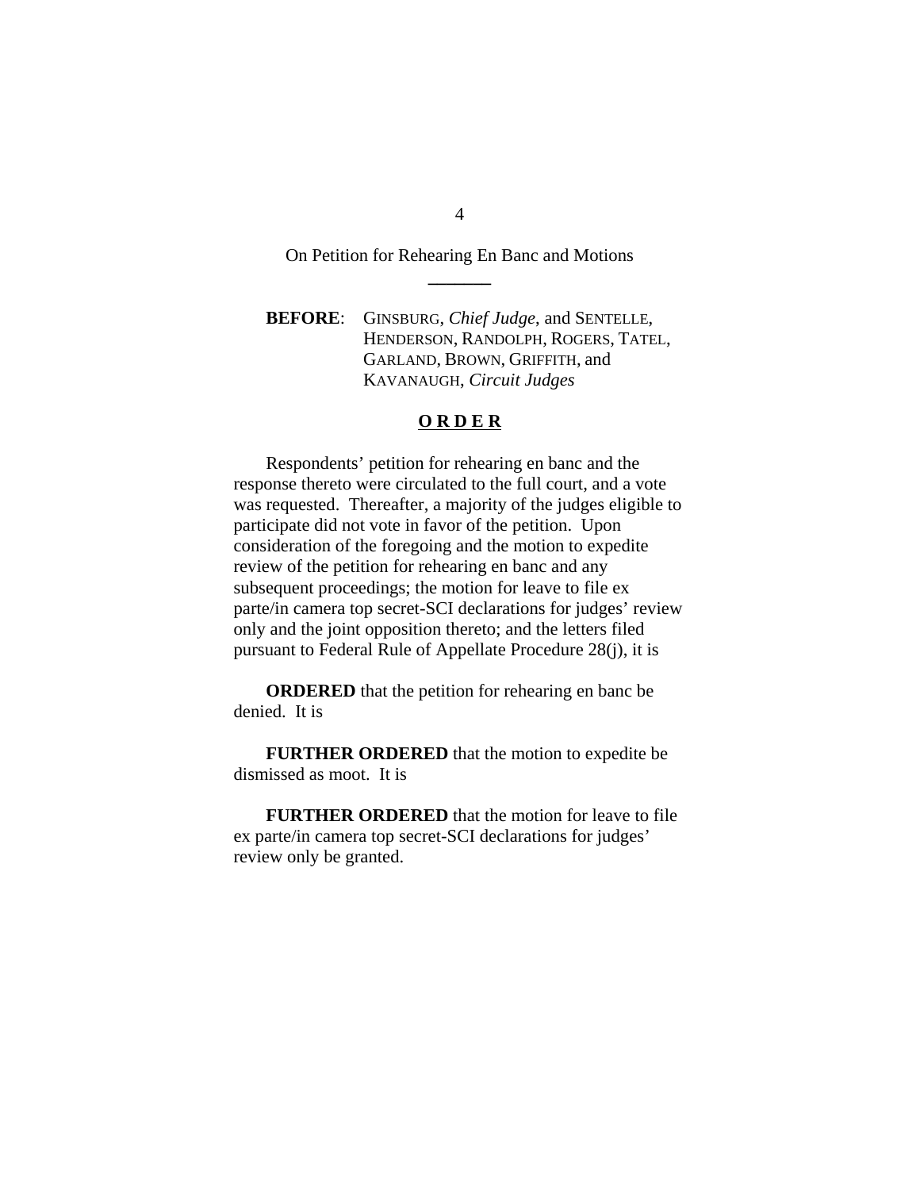On Petition for Rehearing En Banc and Motions

---

**BEFORE**: GINSBURG, *Chief Judge*, and SENTELLE, HENDERSON, RANDOLPH, ROGERS, TATEL, GARLAND, BROWN, GRIFFITH, and KAVANAUGH, *Circuit Judges*

**O R D E R**

Respondents' petition for rehearing en banc and the response thereto were circulated to the full court, and a vote was requested. Thereafter, a majority of the judges eligible to participate did not vote in favor of the petition. Upon consideration of the foregoing and the motion to expedite review of the petition for rehearing en banc and any subsequent proceedings; the motion for leave to file ex parte/in camera top secret-SCI declarations for judges' review only and the joint opposition thereto; and the letters filed pursuant to Federal Rule of Appellate Procedure 28(j), it is

**ORDERED** that the petition for rehearing en banc be denied. It is

**FURTHER ORDERED** that the motion to expedite be dismissed as moot. It is

**FURTHER ORDERED** that the motion for leave to file ex parte/in camera top secret-SCI declarations for judges' review only be granted.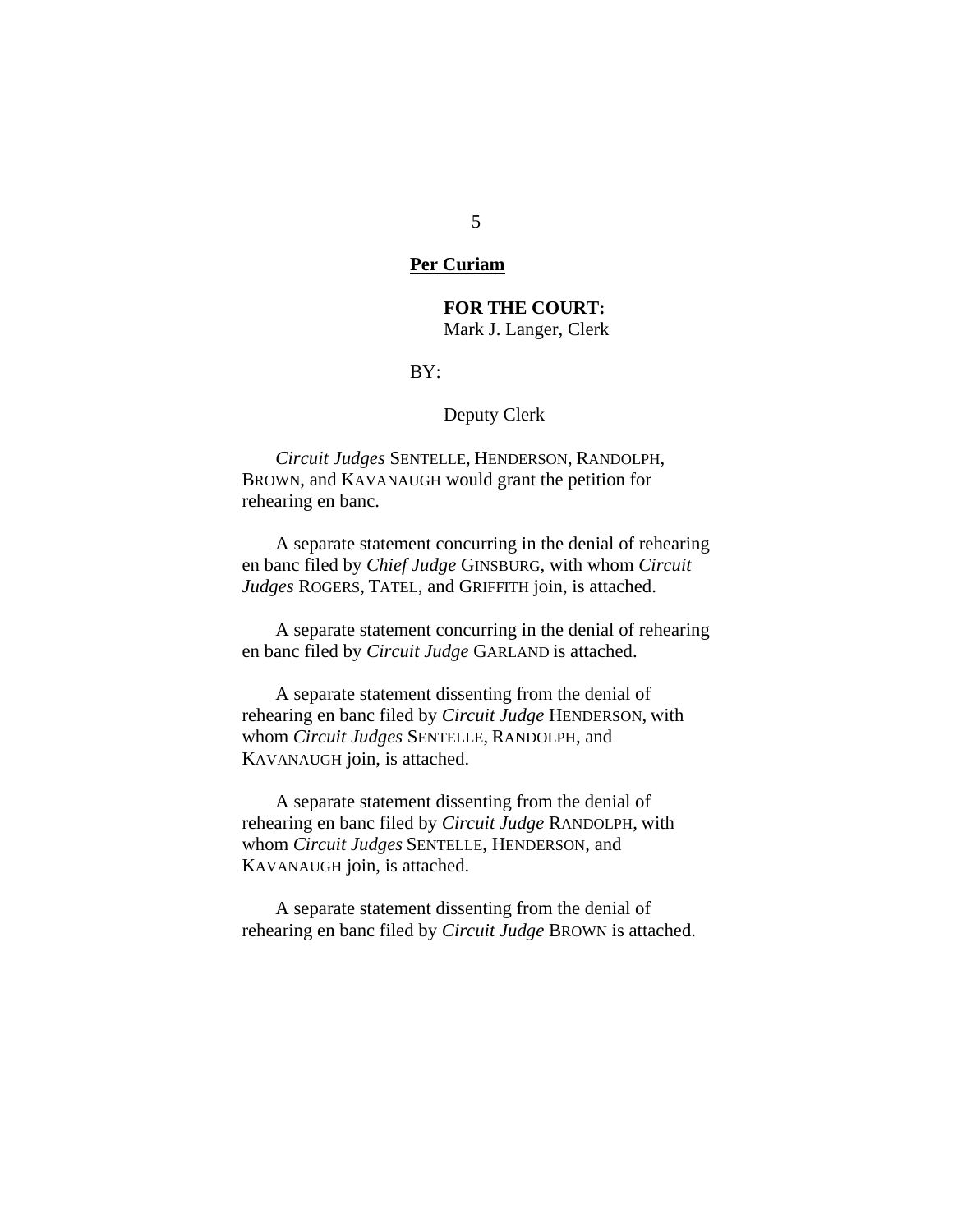**Per Curiam**

**FOR THE COURT:**
Mark J. Langer, Clerk

BY:

Deputy Clerk

*Circuit Judges* SENTELLE, HENDERSON, RANDOLPH, BROWN, and KAVANAUGH would grant the petition for rehearing en banc.

A separate statement concurring in the denial of rehearing en banc filed by *Chief Judge* GINSBURG, with whom *Circuit Judges* ROGERS, TATEL, and GRIFFITH join, is attached.

A separate statement concurring in the denial of rehearing en banc filed by *Circuit Judge* GARLAND is attached.

A separate statement dissenting from the denial of rehearing en banc filed by *Circuit Judge* HENDERSON, with whom *Circuit Judges* SENTELLE, RANDOLPH, and KAVANAUGH join, is attached.

A separate statement dissenting from the denial of rehearing en banc filed by *Circuit Judge* RANDOLPH, with whom *Circuit Judges* SENTELLE, HENDERSON, and KAVANAUGH join, is attached.

A separate statement dissenting from the denial of rehearing en banc filed by *Circuit Judge* BROWN is attached.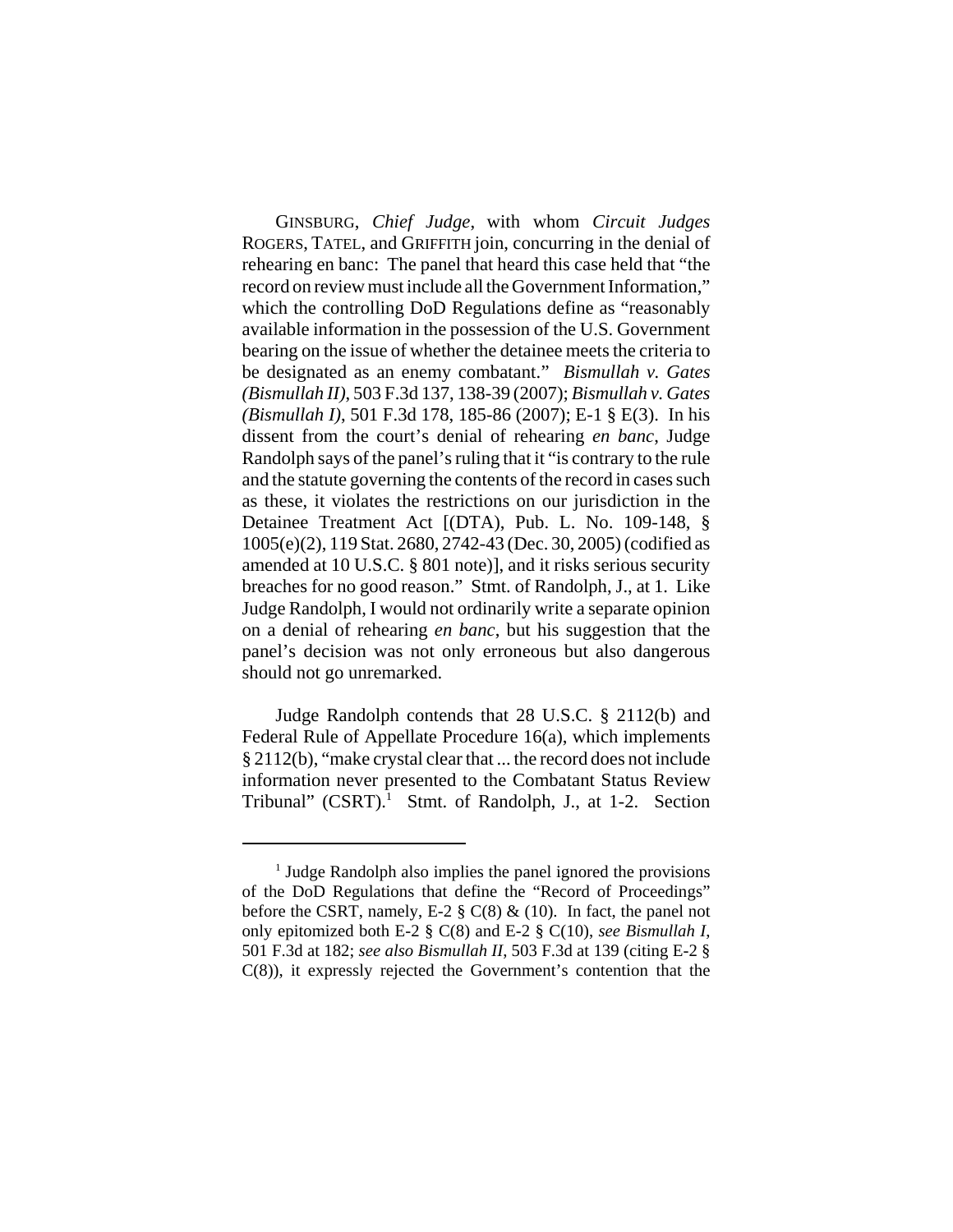GINSBURG, *Chief Judge*, with whom *Circuit Judges* ROGERS, TATEL, and GRIFFITH join, concurring in the denial of rehearing en banc: The panel that heard this case held that "the record on review must include all the Government Information," which the controlling DoD Regulations define as "reasonably available information in the possession of the U.S. Government bearing on the issue of whether the detainee meets the criteria to be designated as an enemy combatant." *Bismullah v. Gates (Bismullah II)*, 503 F.3d 137, 138-39 (2007); *Bismullah v. Gates (Bismullah I)*, 501 F.3d 178, 185-86 (2007); E-1 § E(3). In his dissent from the court's denial of rehearing *en banc*, Judge Randolph says of the panel's ruling that it "is contrary to the rule and the statute governing the contents of the record in cases such as these, it violates the restrictions on our jurisdiction in the Detainee Treatment Act [(DTA), Pub. L. No. 109-148, § 1005(e)(2), 119 Stat. 2680, 2742-43 (Dec. 30, 2005) (codified as amended at 10 U.S.C. § 801 note)], and it risks serious security breaches for no good reason." Stmt. of Randolph, J., at 1. Like Judge Randolph, I would not ordinarily write a separate opinion on a denial of rehearing *en banc*, but his suggestion that the panel's decision was not only erroneous but also dangerous should not go unremarked.

Judge Randolph contends that 28 U.S.C. § 2112(b) and Federal Rule of Appellate Procedure 16(a), which implements § 2112(b), "make crystal clear that ... the record does not include information never presented to the Combatant Status Review Tribunal" (CSRT).[1] Stmt. of Randolph, J., at 1-2. Section

[1] Judge Randolph also implies the panel ignored the provisions of the DoD Regulations that define the "Record of Proceedings" before the CSRT, namely, E-2 § C(8) & (10). In fact, the panel not only epitomized both E-2 § C(8) and E-2 § C(10), *see Bismullah I*, 501 F.3d at 182; *see also Bismullah II*, 503 F.3d at 139 (citing E-2 § C(8)), it expressly rejected the Government's contention that the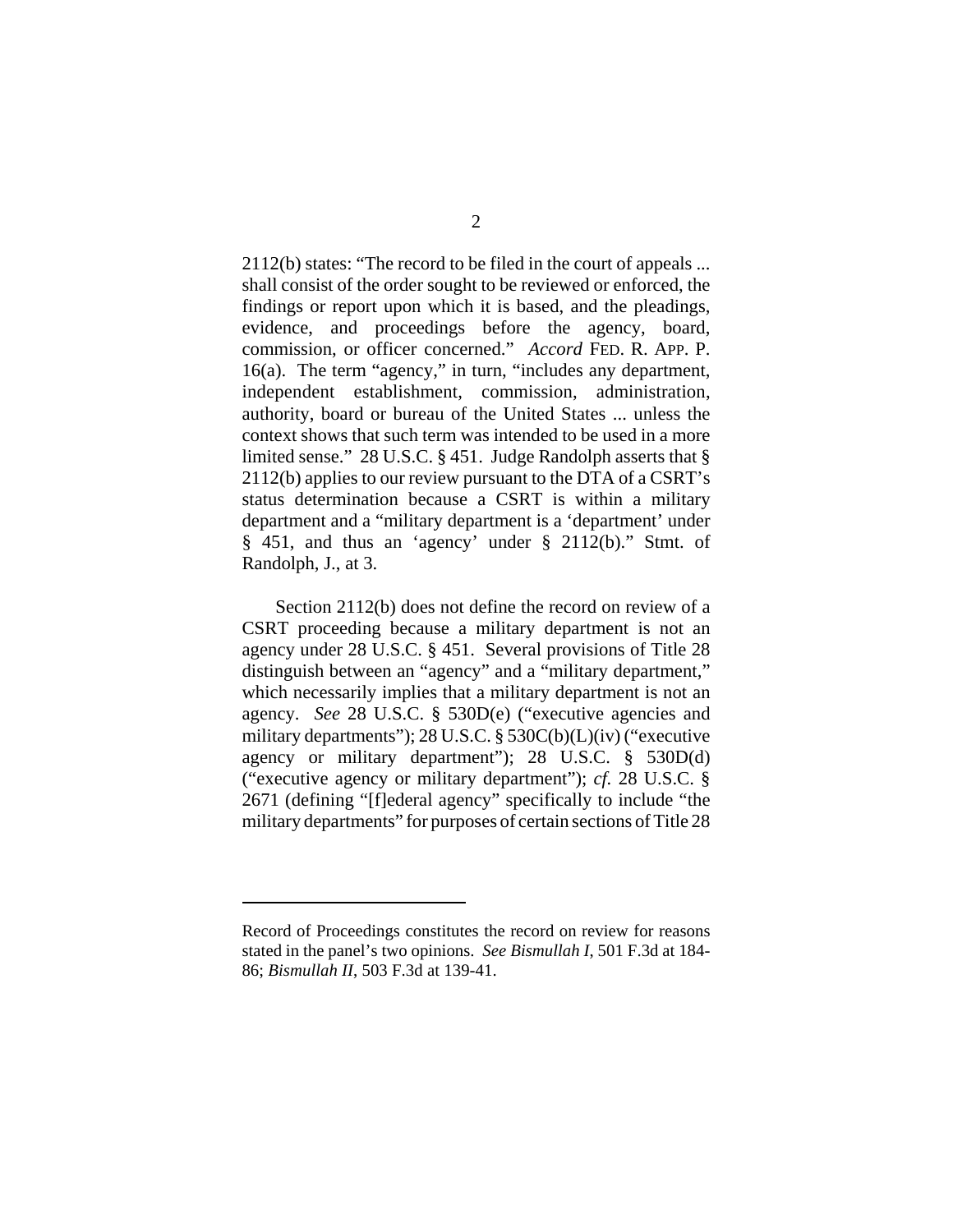2112(b) states: "The record to be filed in the court of appeals ... shall consist of the order sought to be reviewed or enforced, the findings or report upon which it is based, and the pleadings, evidence, and proceedings before the agency, board, commission, or officer concerned." *Accord* FED. R. APP. P. 16(a). The term "agency," in turn, "includes any department, independent establishment, commission, administration, authority, board or bureau of the United States ... unless the context shows that such term was intended to be used in a more limited sense." 28 U.S.C. § 451. Judge Randolph asserts that § 2112(b) applies to our review pursuant to the DTA of a CSRT's status determination because a CSRT is within a military department and a "military department is a 'department' under § 451, and thus an 'agency' under § 2112(b)." Stmt. of Randolph, J., at 3.

Section 2112(b) does not define the record on review of a CSRT proceeding because a military department is not an agency under 28 U.S.C. § 451. Several provisions of Title 28 distinguish between an "agency" and a "military department," which necessarily implies that a military department is not an agency. *See* 28 U.S.C. § 530D(e) ("executive agencies and military departments"); 28 U.S.C. § 530C(b)(L)(iv) ("executive agency or military department"); 28 U.S.C. § 530D(d) ("executive agency or military department"); *cf.* 28 U.S.C. § 2671 (defining "[f]ederal agency" specifically to include "the military departments" for purposes of certain sections of Title 28

---

Record of Proceedings constitutes the record on review for reasons stated in the panel's two opinions. *See Bismullah I*, 501 F.3d at 184-86; *Bismullah II*, 503 F.3d at 139-41.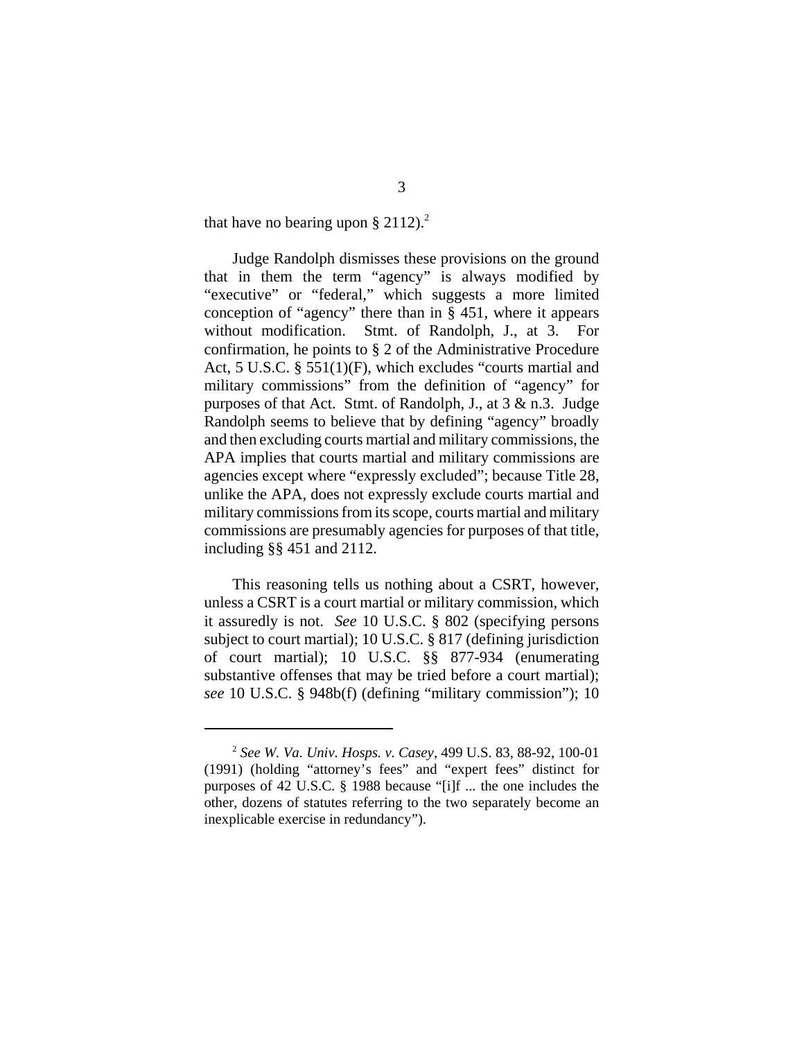that have no bearing upon § 2112).[2]

Judge Randolph dismisses these provisions on the ground that in them the term "agency" is always modified by "executive" or "federal," which suggests a more limited conception of "agency" there than in § 451, where it appears without modification. Stmt. of Randolph, J., at 3. For confirmation, he points to § 2 of the Administrative Procedure Act, 5 U.S.C. § 551(1)(F), which excludes "courts martial and military commissions" from the definition of "agency" for purposes of that Act. Stmt. of Randolph, J., at 3 & n.3. Judge Randolph seems to believe that by defining "agency" broadly and then excluding courts martial and military commissions, the APA implies that courts martial and military commissions are agencies except where "expressly excluded"; because Title 28, unlike the APA, does not expressly exclude courts martial and military commissions from its scope, courts martial and military commissions are presumably agencies for purposes of that title, including §§ 451 and 2112.

This reasoning tells us nothing about a CSRT, however, unless a CSRT is a court martial or military commission, which it assuredly is not. *See* 10 U.S.C. § 802 (specifying persons subject to court martial); 10 U.S.C. § 817 (defining jurisdiction of court martial); 10 U.S.C. §§ 877-934 (enumerating substantive offenses that may be tried before a court martial); *see* 10 U.S.C. § 948b(f) (defining "military commission"); 10

[2] *See W. Va. Univ. Hosps. v. Casey*, 499 U.S. 83, 88-92, 100-01 (1991) (holding "attorney's fees" and "expert fees" distinct for purposes of 42 U.S.C. § 1988 because "[i]f ... the one includes the other, dozens of statutes referring to the two separately become an inexplicable exercise in redundancy").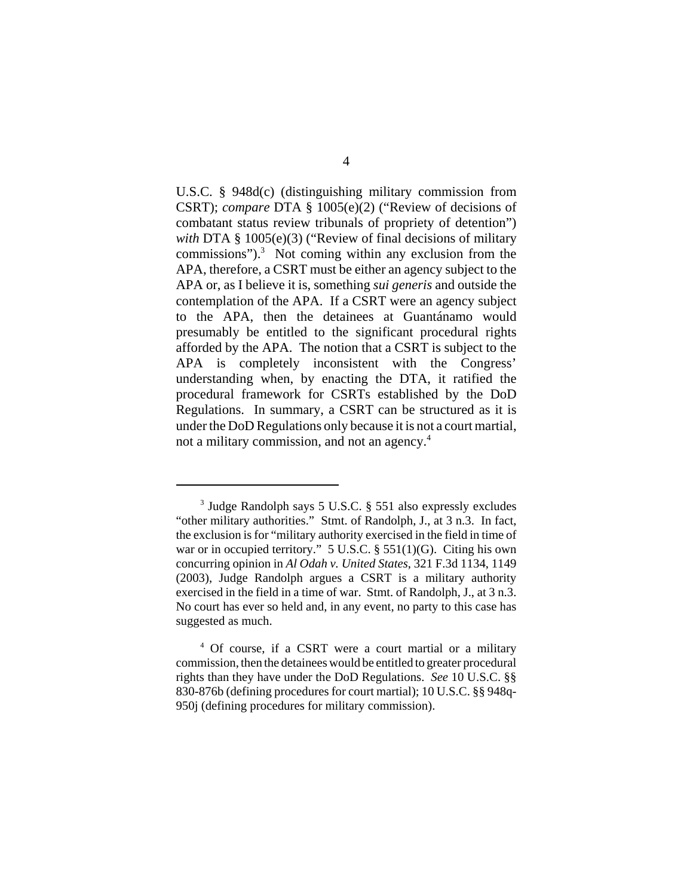U.S.C. § 948d(c) (distinguishing military commission from CSRT); *compare* DTA § 1005(e)(2) ("Review of decisions of combatant status review tribunals of propriety of detention") *with* DTA § 1005(e)(3) ("Review of final decisions of military commissions").[3] Not coming within any exclusion from the APA, therefore, a CSRT must be either an agency subject to the APA or, as I believe it is, something *sui generis* and outside the contemplation of the APA. If a CSRT were an agency subject to the APA, then the detainees at Guantánamo would presumably be entitled to the significant procedural rights afforded by the APA. The notion that a CSRT is subject to the APA is completely inconsistent with the Congress' understanding when, by enacting the DTA, it ratified the procedural framework for CSRTs established by the DoD Regulations. In summary, a CSRT can be structured as it is under the DoD Regulations only because it is not a court martial, not a military commission, and not an agency.[4]

---

[3] Judge Randolph says 5 U.S.C. § 551 also expressly excludes "other military authorities." Stmt. of Randolph, J., at 3 n.3. In fact, the exclusion is for "military authority exercised in the field in time of war or in occupied territory." 5 U.S.C. § 551(1)(G). Citing his own concurring opinion in *Al Odah v. United States*, 321 F.3d 1134, 1149 (2003), Judge Randolph argues a CSRT is a military authority exercised in the field in a time of war. Stmt. of Randolph, J., at 3 n.3. No court has ever so held and, in any event, no party to this case has suggested as much.

[4] Of course, if a CSRT were a court martial or a military commission, then the detainees would be entitled to greater procedural rights than they have under the DoD Regulations. *See* 10 U.S.C. §§ 830-876b (defining procedures for court martial); 10 U.S.C. §§ 948q-950j (defining procedures for military commission).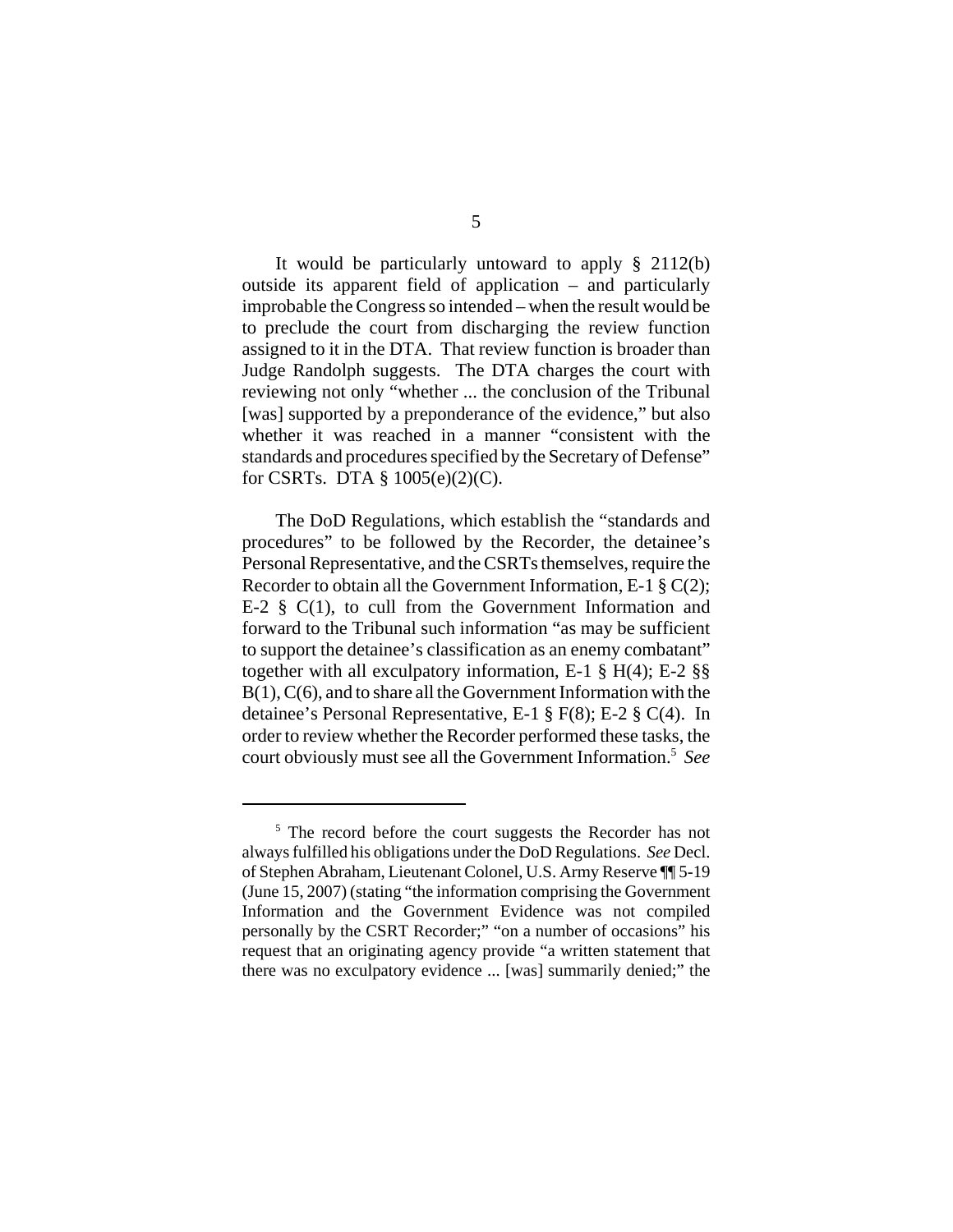It would be particularly untoward to apply § 2112(b) outside its apparent field of application – and particularly improbable the Congress so intended – when the result would be to preclude the court from discharging the review function assigned to it in the DTA. That review function is broader than Judge Randolph suggests. The DTA charges the court with reviewing not only "whether ... the conclusion of the Tribunal [was] supported by a preponderance of the evidence," but also whether it was reached in a manner "consistent with the standards and procedures specified by the Secretary of Defense" for CSRTs. DTA § 1005(e)(2)(C).

The DoD Regulations, which establish the "standards and procedures" to be followed by the Recorder, the detainee's Personal Representative, and the CSRTs themselves, require the Recorder to obtain all the Government Information, E-1 § C(2); E-2 § C(1), to cull from the Government Information and forward to the Tribunal such information "as may be sufficient to support the detainee's classification as an enemy combatant" together with all exculpatory information, E-1 § H(4); E-2 §§ B(1), C(6), and to share all the Government Information with the detainee's Personal Representative, E-1 § F(8); E-2 § C(4). In order to review whether the Recorder performed these tasks, the court obviously must see all the Government Information.[5] *See*

[5] The record before the court suggests the Recorder has not always fulfilled his obligations under the DoD Regulations. *See* Decl. of Stephen Abraham, Lieutenant Colonel, U.S. Army Reserve ¶¶ 5-19 (June 15, 2007) (stating "the information comprising the Government Information and the Government Evidence was not compiled personally by the CSRT Recorder;" "on a number of occasions" his request that an originating agency provide "a written statement that there was no exculpatory evidence ... [was] summarily denied;" the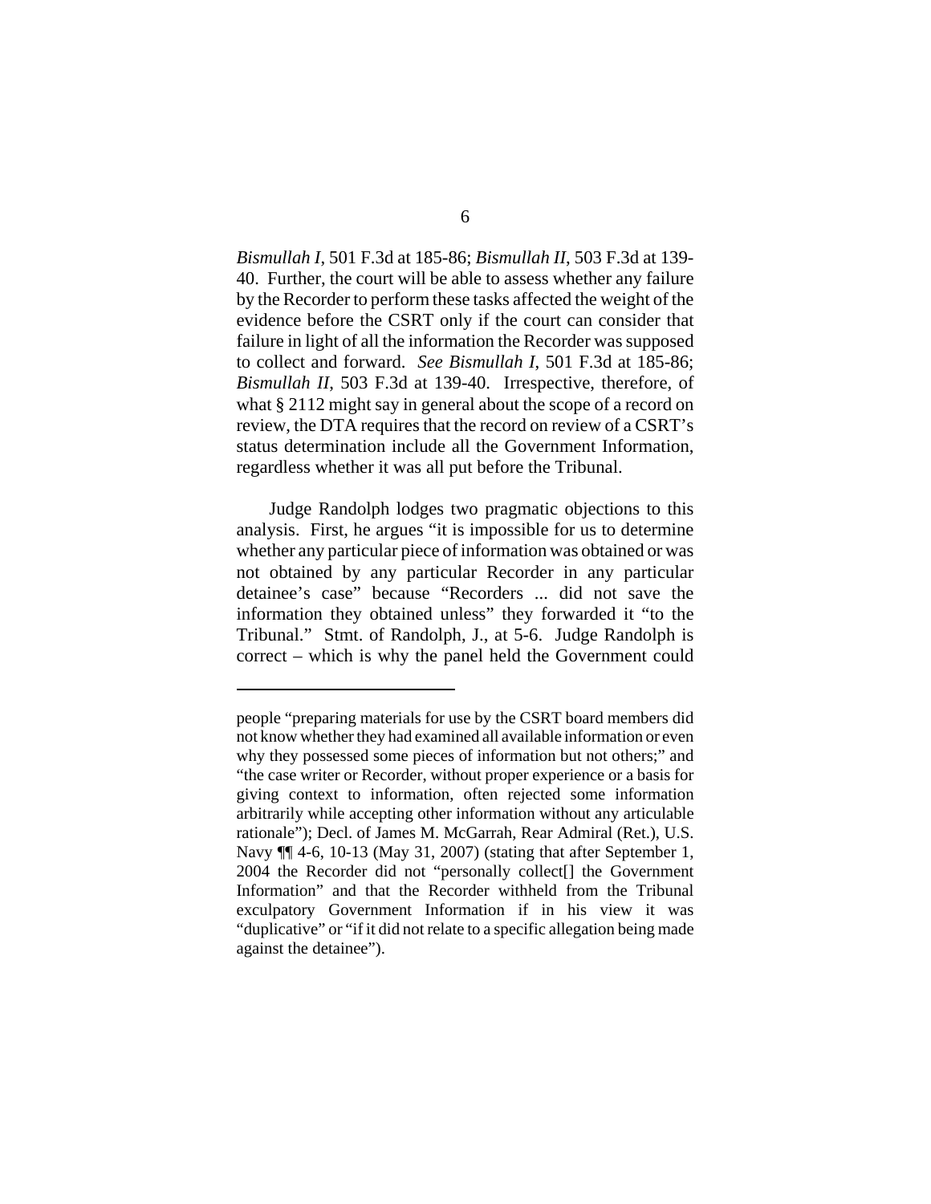*Bismullah I*, 501 F.3d at 185-86; *Bismullah II*, 503 F.3d at 139-40. Further, the court will be able to assess whether any failure by the Recorder to perform these tasks affected the weight of the evidence before the CSRT only if the court can consider that failure in light of all the information the Recorder was supposed to collect and forward. *See Bismullah I*, 501 F.3d at 185-86; *Bismullah II*, 503 F.3d at 139-40. Irrespective, therefore, of what § 2112 might say in general about the scope of a record on review, the DTA requires that the record on review of a CSRT's status determination include all the Government Information, regardless whether it was all put before the Tribunal.

Judge Randolph lodges two pragmatic objections to this analysis. First, he argues "it is impossible for us to determine whether any particular piece of information was obtained or was not obtained by any particular Recorder in any particular detainee's case" because "Recorders ... did not save the information they obtained unless" they forwarded it "to the Tribunal." Stmt. of Randolph, J., at 5-6. Judge Randolph is correct – which is why the panel held the Government could

---

people "preparing materials for use by the CSRT board members did not know whether they had examined all available information or even why they possessed some pieces of information but not others;" and "the case writer or Recorder, without proper experience or a basis for giving context to information, often rejected some information arbitrarily while accepting other information without any articulable rationale"); Decl. of James M. McGarrah, Rear Admiral (Ret.), U.S. Navy ¶¶ 4-6, 10-13 (May 31, 2007) (stating that after September 1, 2004 the Recorder did not "personally collect[] the Government Information" and that the Recorder withheld from the Tribunal exculpatory Government Information if in his view it was "duplicative" or "if it did not relate to a specific allegation being made against the detainee").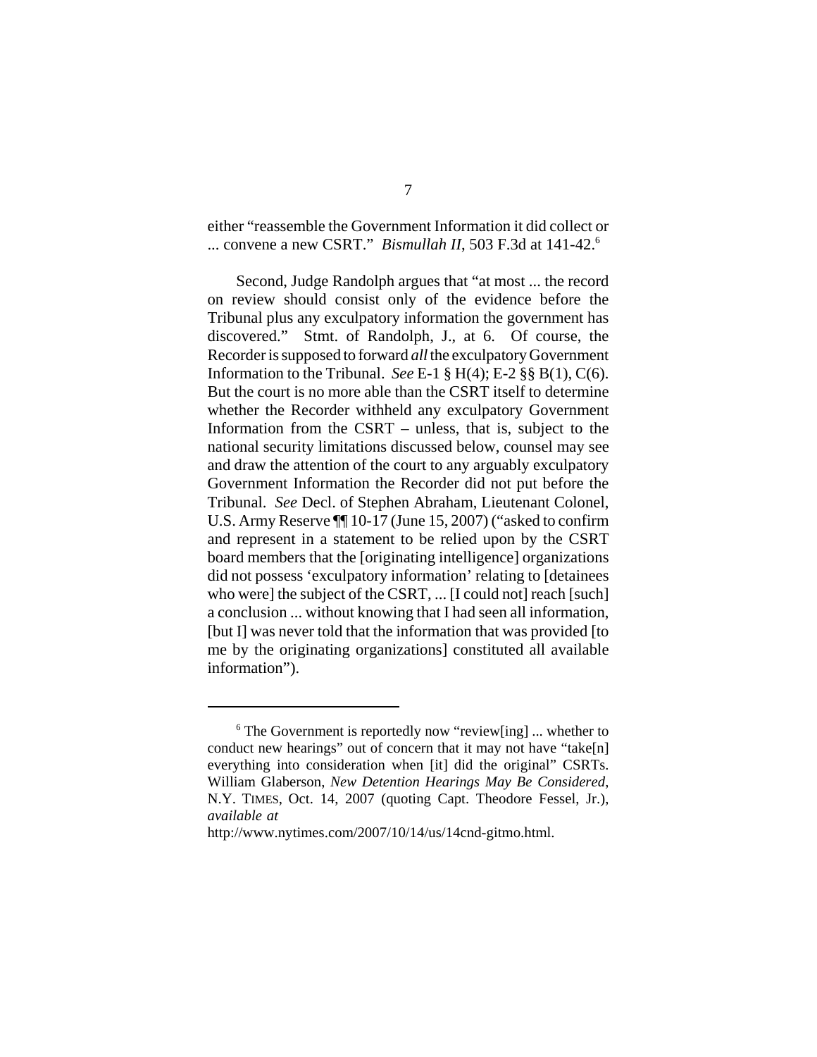either "reassemble the Government Information it did collect or ... convene a new CSRT." *Bismullah II*, 503 F.3d at 141-42.[6]

Second, Judge Randolph argues that "at most ... the record on review should consist only of the evidence before the Tribunal plus any exculpatory information the government has discovered." Stmt. of Randolph, J., at 6. Of course, the Recorder is supposed to forward *all* the exculpatory Government Information to the Tribunal. *See* E-1 § H(4); E-2 §§ B(1), C(6). But the court is no more able than the CSRT itself to determine whether the Recorder withheld any exculpatory Government Information from the CSRT – unless, that is, subject to the national security limitations discussed below, counsel may see and draw the attention of the court to any arguably exculpatory Government Information the Recorder did not put before the Tribunal. *See* Decl. of Stephen Abraham, Lieutenant Colonel, U.S. Army Reserve ¶¶ 10-17 (June 15, 2007) ("asked to confirm and represent in a statement to be relied upon by the CSRT board members that the [originating intelligence] organizations did not possess 'exculpatory information' relating to [detainees who were] the subject of the CSRT, ... [I could not] reach [such] a conclusion ... without knowing that I had seen all information, [but I] was never told that the information that was provided [to me by the originating organizations] constituted all available information").

---

[6] The Government is reportedly now "review[ing] ... whether to conduct new hearings" out of concern that it may not have "take[n] everything into consideration when [it] did the original" CSRTs. William Glaberson, *New Detention Hearings May Be Considered*, N.Y. TIMES, Oct. 14, 2007 (quoting Capt. Theodore Fessel, Jr.), *available at* http://www.nytimes.com/2007/10/14/us/14cnd-gitmo.html.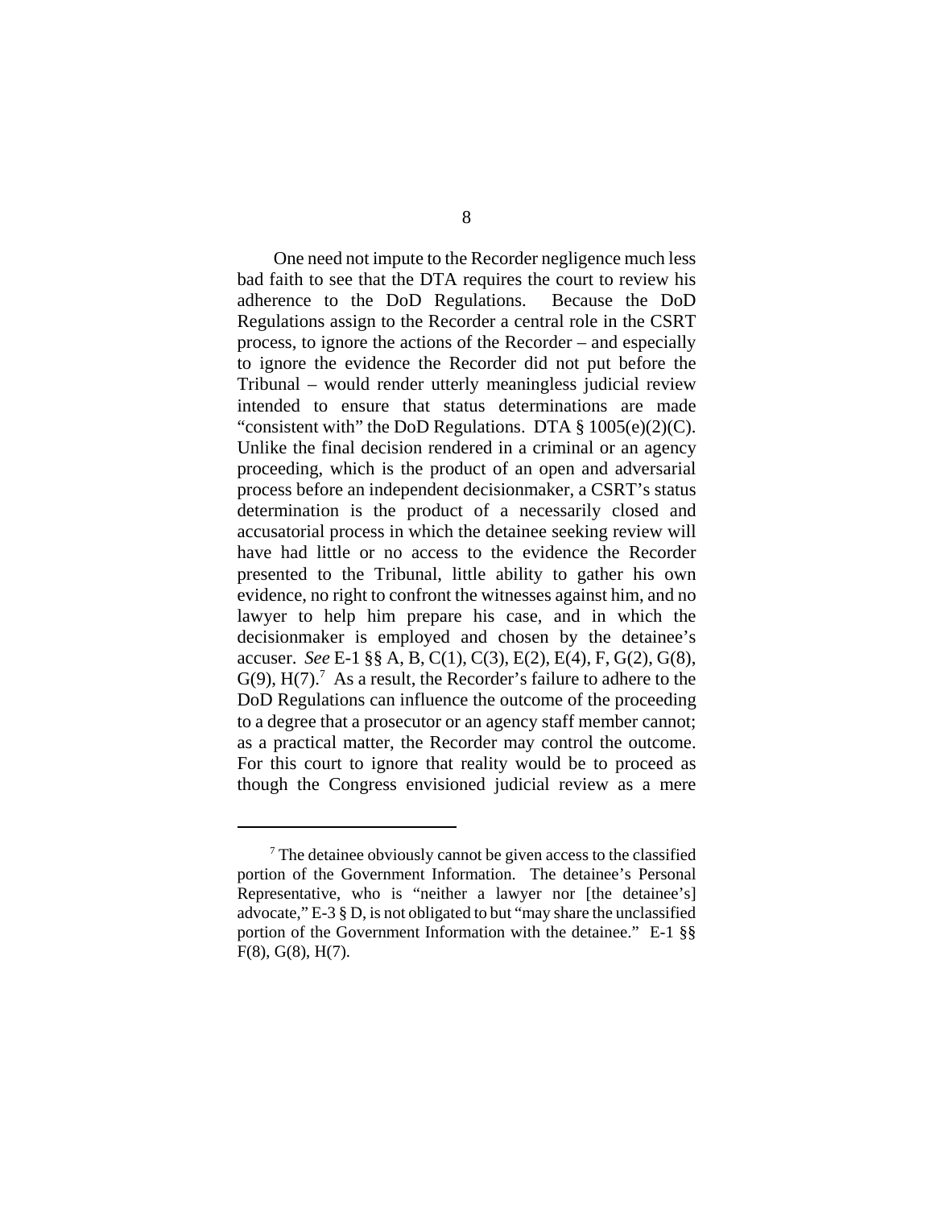One need not impute to the Recorder negligence much less bad faith to see that the DTA requires the court to review his adherence to the DoD Regulations. Because the DoD Regulations assign to the Recorder a central role in the CSRT process, to ignore the actions of the Recorder – and especially to ignore the evidence the Recorder did not put before the Tribunal – would render utterly meaningless judicial review intended to ensure that status determinations are made "consistent with" the DoD Regulations. DTA § 1005(e)(2)(C). Unlike the final decision rendered in a criminal or an agency proceeding, which is the product of an open and adversarial process before an independent decisionmaker, a CSRT's status determination is the product of a necessarily closed and accusatorial process in which the detainee seeking review will have had little or no access to the evidence the Recorder presented to the Tribunal, little ability to gather his own evidence, no right to confront the witnesses against him, and no lawyer to help him prepare his case, and in which the decisionmaker is employed and chosen by the detainee's accuser. *See* E-1 §§ A, B, C(1), C(3), E(2), E(4), F, G(2), G(8), G(9), H(7).[7] As a result, the Recorder's failure to adhere to the DoD Regulations can influence the outcome of the proceeding to a degree that a prosecutor or an agency staff member cannot; as a practical matter, the Recorder may control the outcome. For this court to ignore that reality would be to proceed as though the Congress envisioned judicial review as a mere

[7] The detainee obviously cannot be given access to the classified portion of the Government Information. The detainee's Personal Representative, who is "neither a lawyer nor [the detainee's] advocate," E-3 § D, is not obligated to but "may share the unclassified portion of the Government Information with the detainee." E-1 §§ F(8), G(8), H(7).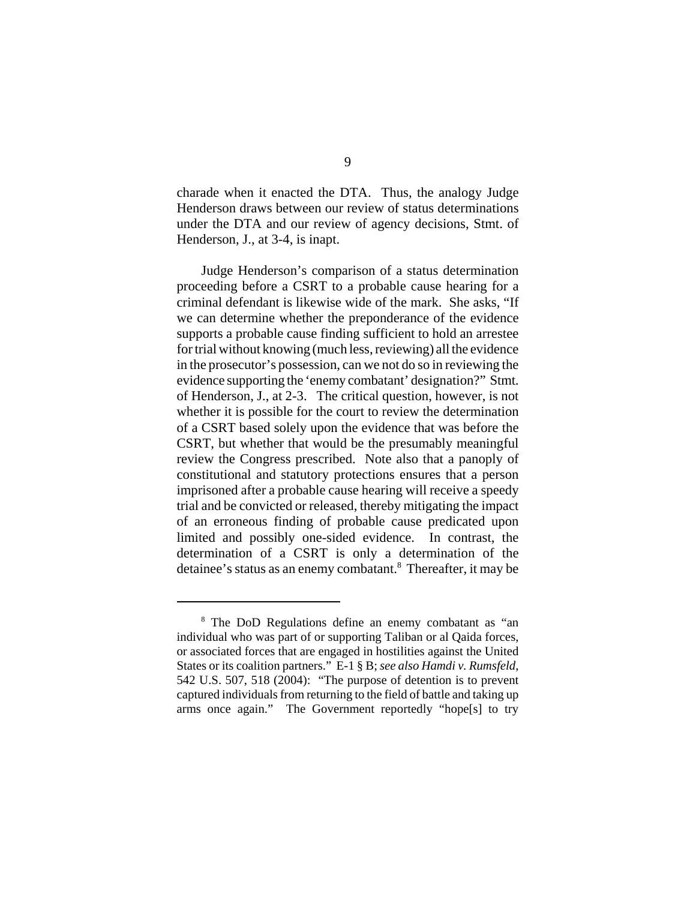charade when it enacted the DTA. Thus, the analogy Judge Henderson draws between our review of status determinations under the DTA and our review of agency decisions, Stmt. of Henderson, J., at 3-4, is inapt.

Judge Henderson's comparison of a status determination proceeding before a CSRT to a probable cause hearing for a criminal defendant is likewise wide of the mark. She asks, "If we can determine whether the preponderance of the evidence supports a probable cause finding sufficient to hold an arrestee for trial without knowing (much less, reviewing) all the evidence in the prosecutor's possession, can we not do so in reviewing the evidence supporting the 'enemy combatant' designation?" Stmt. of Henderson, J., at 2-3. The critical question, however, is not whether it is possible for the court to review the determination of a CSRT based solely upon the evidence that was before the CSRT, but whether that would be the presumably meaningful review the Congress prescribed. Note also that a panoply of constitutional and statutory protections ensures that a person imprisoned after a probable cause hearing will receive a speedy trial and be convicted or released, thereby mitigating the impact of an erroneous finding of probable cause predicated upon limited and possibly one-sided evidence. In contrast, the determination of a CSRT is only a determination of the detainee's status as an enemy combatant.[8] Thereafter, it may be

---

[8] The DoD Regulations define an enemy combatant as "an individual who was part of or supporting Taliban or al Qaida forces, or associated forces that are engaged in hostilities against the United States or its coalition partners." E-1 § B; *see also Hamdi v. Rumsfeld*, 542 U.S. 507, 518 (2004): "The purpose of detention is to prevent captured individuals from returning to the field of battle and taking up arms once again." The Government reportedly "hope[s] to try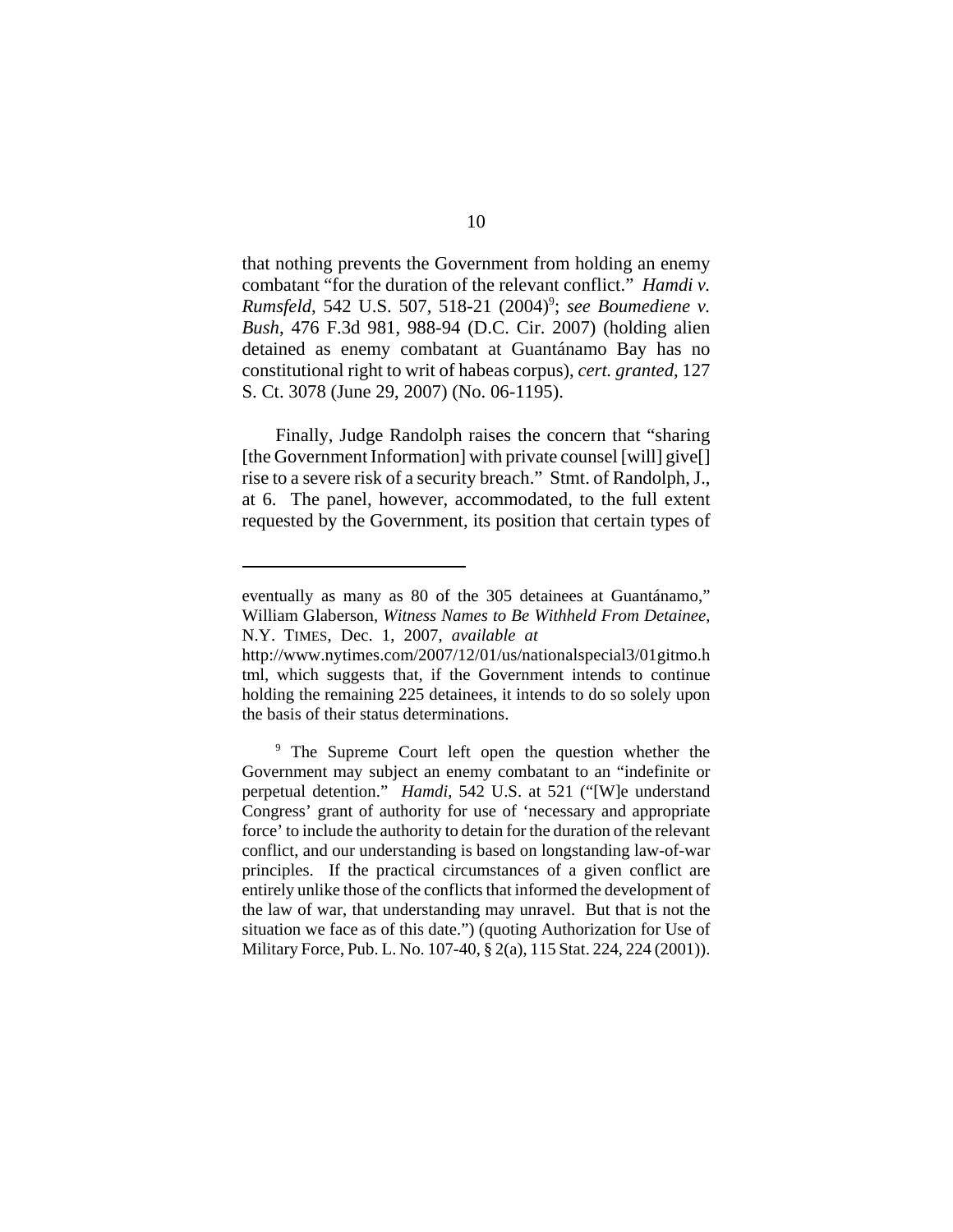that nothing prevents the Government from holding an enemy combatant "for the duration of the relevant conflict." *Hamdi v. Rumsfeld*, 542 U.S. 507, 518-21 (2004)[9]; *see Boumediene v. Bush*, 476 F.3d 981, 988-94 (D.C. Cir. 2007) (holding alien detained as enemy combatant at Guantánamo Bay has no constitutional right to writ of habeas corpus), *cert. granted*, 127 S. Ct. 3078 (June 29, 2007) (No. 06-1195).

Finally, Judge Randolph raises the concern that "sharing [the Government Information] with private counsel [will] give[] rise to a severe risk of a security breach." Stmt. of Randolph, J., at 6. The panel, however, accommodated, to the full extent requested by the Government, its position that certain types of

---

eventually as many as 80 of the 305 detainees at Guantánamo," William Glaberson, *Witness Names to Be Withheld From Detainee*, N.Y. TIMES, Dec. 1, 2007, *available at* http://www.nytimes.com/2007/12/01/us/nationalspecial3/01gitmo.html, which suggests that, if the Government intends to continue holding the remaining 225 detainees, it intends to do so solely upon the basis of their status determinations.

[9] The Supreme Court left open the question whether the Government may subject an enemy combatant to an "indefinite or perpetual detention." *Hamdi*, 542 U.S. at 521 ("[W]e understand Congress' grant of authority for use of 'necessary and appropriate force' to include the authority to detain for the duration of the relevant conflict, and our understanding is based on longstanding law-of-war principles. If the practical circumstances of a given conflict are entirely unlike those of the conflicts that informed the development of the law of war, that understanding may unravel. But that is not the situation we face as of this date.") (quoting Authorization for Use of Military Force, Pub. L. No. 107-40, § 2(a), 115 Stat. 224, 224 (2001)).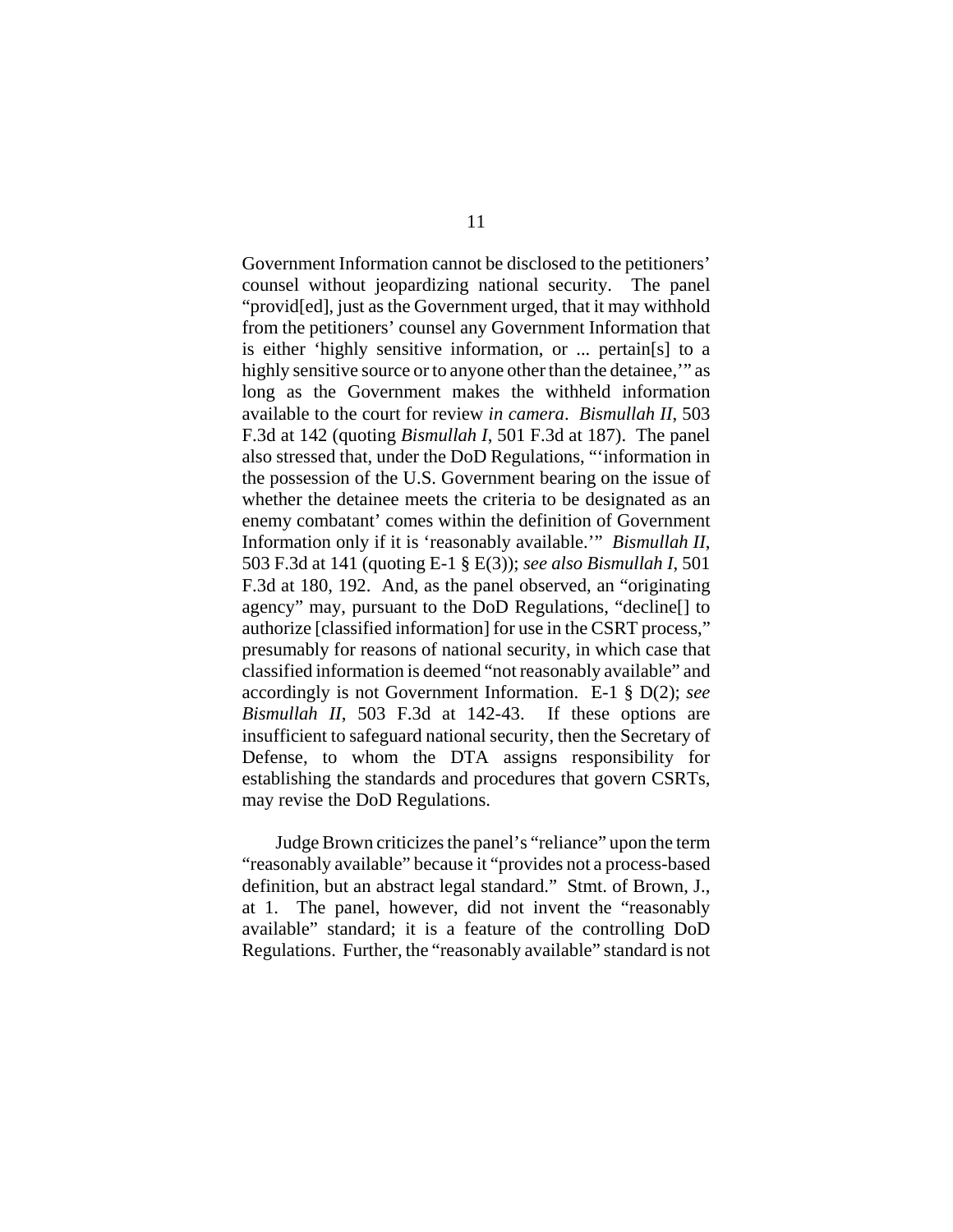Government Information cannot be disclosed to the petitioners' counsel without jeopardizing national security. The panel "provid[ed], just as the Government urged, that it may withhold from the petitioners' counsel any Government Information that is either 'highly sensitive information, or ... pertain[s] to a highly sensitive source or to anyone other than the detainee,'" as long as the Government makes the withheld information available to the court for review *in camera*. *Bismullah II*, 503 F.3d at 142 (quoting *Bismullah I*, 501 F.3d at 187). The panel also stressed that, under the DoD Regulations, "'information in the possession of the U.S. Government bearing on the issue of whether the detainee meets the criteria to be designated as an enemy combatant' comes within the definition of Government Information only if it is 'reasonably available.'" *Bismullah II*, 503 F.3d at 141 (quoting E-1 § E(3)); *see also Bismullah I*, 501 F.3d at 180, 192. And, as the panel observed, an "originating agency" may, pursuant to the DoD Regulations, "decline[] to authorize [classified information] for use in the CSRT process," presumably for reasons of national security, in which case that classified information is deemed "not reasonably available" and accordingly is not Government Information. E-1 § D(2); *see Bismullah II*, 503 F.3d at 142-43. If these options are insufficient to safeguard national security, then the Secretary of Defense, to whom the DTA assigns responsibility for establishing the standards and procedures that govern CSRTs, may revise the DoD Regulations.

Judge Brown criticizes the panel's "reliance" upon the term "reasonably available" because it "provides not a process-based definition, but an abstract legal standard." Stmt. of Brown, J., at 1. The panel, however, did not invent the "reasonably available" standard; it is a feature of the controlling DoD Regulations. Further, the "reasonably available" standard is not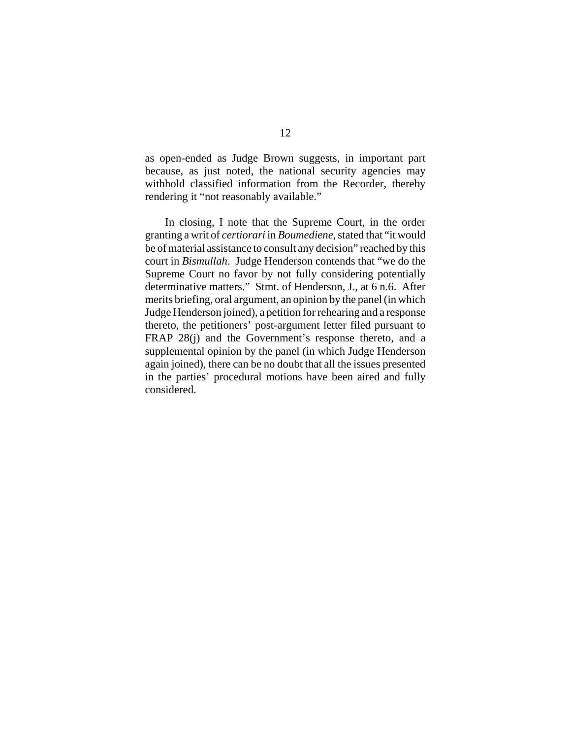as open-ended as Judge Brown suggests, in important part because, as just noted, the national security agencies may withhold classified information from the Recorder, thereby rendering it "not reasonably available."

In closing, I note that the Supreme Court, in the order granting a writ of *certiorari* in *Boumediene*, stated that "it would be of material assistance to consult any decision" reached by this court in *Bismullah*. Judge Henderson contends that "we do the Supreme Court no favor by not fully considering potentially determinative matters." Stmt. of Henderson, J., at 6 n.6. After merits briefing, oral argument, an opinion by the panel (in which Judge Henderson joined), a petition for rehearing and a response thereto, the petitioners' post-argument letter filed pursuant to FRAP 28(j) and the Government's response thereto, and a supplemental opinion by the panel (in which Judge Henderson again joined), there can be no doubt that all the issues presented in the parties' procedural motions have been aired and fully considered.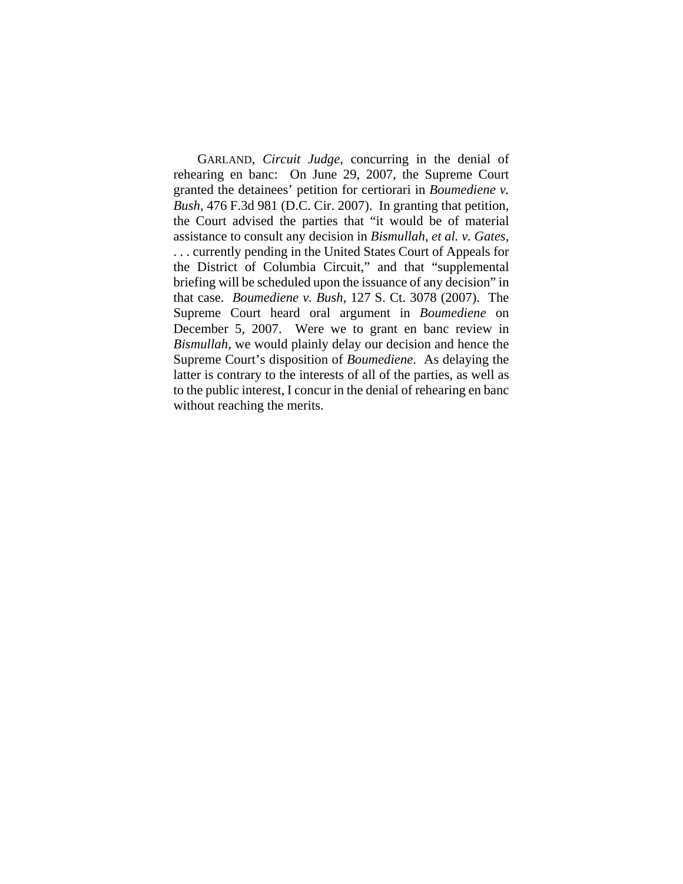GARLAND, *Circuit Judge*, concurring in the denial of rehearing en banc: On June 29, 2007, the Supreme Court granted the detainees' petition for certiorari in *Boumediene v. Bush*, 476 F.3d 981 (D.C. Cir. 2007). In granting that petition, the Court advised the parties that "it would be of material assistance to consult any decision in *Bismullah, et al. v. Gates*, . . . currently pending in the United States Court of Appeals for the District of Columbia Circuit," and that "supplemental briefing will be scheduled upon the issuance of any decision" in that case. *Boumediene v. Bush*, 127 S. Ct. 3078 (2007). The Supreme Court heard oral argument in *Boumediene* on December 5, 2007. Were we to grant en banc review in *Bismullah*, we would plainly delay our decision and hence the Supreme Court's disposition of *Boumediene*. As delaying the latter is contrary to the interests of all of the parties, as well as to the public interest, I concur in the denial of rehearing en banc without reaching the merits.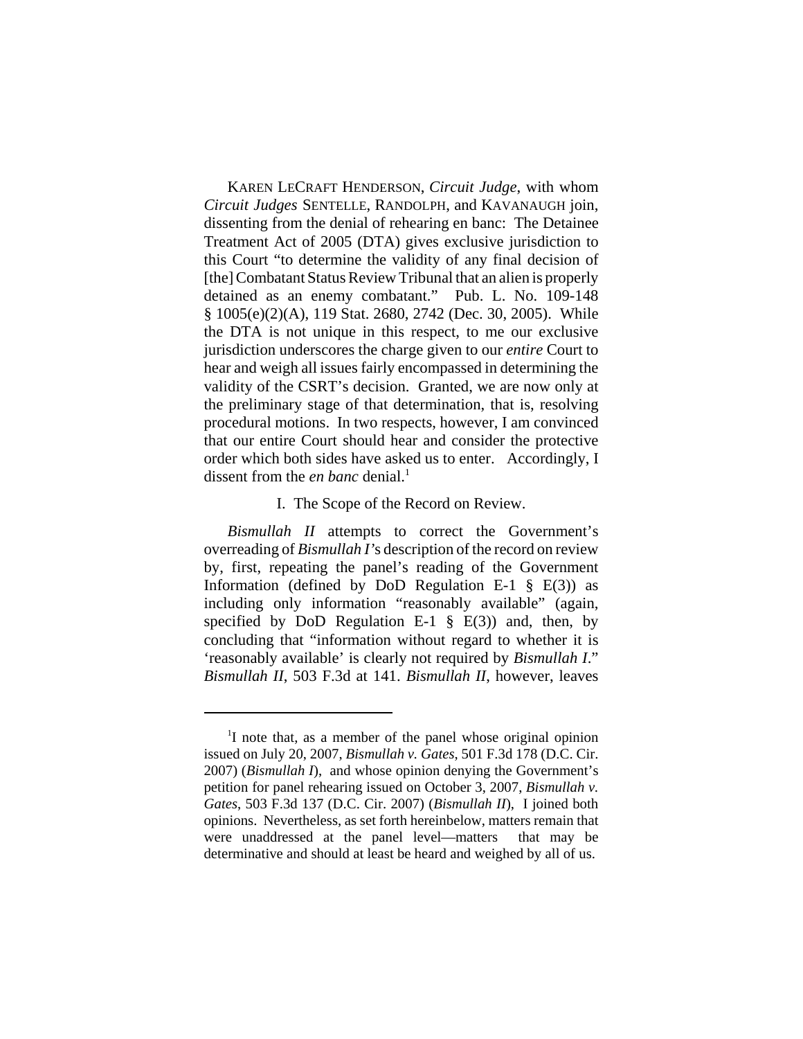KAREN LECRAFT HENDERSON, *Circuit Judge*, with whom *Circuit Judges* SENTELLE, RANDOLPH, and KAVANAUGH join, dissenting from the denial of rehearing en banc: The Detainee Treatment Act of 2005 (DTA) gives exclusive jurisdiction to this Court "to determine the validity of any final decision of [the] Combatant Status Review Tribunal that an alien is properly detained as an enemy combatant." Pub. L. No. 109-148 § 1005(e)(2)(A), 119 Stat. 2680, 2742 (Dec. 30, 2005). While the DTA is not unique in this respect, to me our exclusive jurisdiction underscores the charge given to our *entire* Court to hear and weigh all issues fairly encompassed in determining the validity of the CSRT's decision. Granted, we are now only at the preliminary stage of that determination, that is, resolving procedural motions. In two respects, however, I am convinced that our entire Court should hear and consider the protective order which both sides have asked us to enter. Accordingly, I dissent from the *en banc* denial.[1]

I. The Scope of the Record on Review.

*Bismullah II* attempts to correct the Government's overreading of *Bismullah I*'s description of the record on review by, first, repeating the panel's reading of the Government Information (defined by DoD Regulation E-1 § E(3)) as including only information "reasonably available" (again, specified by DoD Regulation E-1 § E(3)) and, then, by concluding that "information without regard to whether it is 'reasonably available' is clearly not required by *Bismullah I*." *Bismullah II*, 503 F.3d at 141. *Bismullah II*, however, leaves

[1] I note that, as a member of the panel whose original opinion issued on July 20, 2007, *Bismullah v. Gates*, 501 F.3d 178 (D.C. Cir. 2007) (*Bismullah I*), and whose opinion denying the Government's petition for panel rehearing issued on October 3, 2007, *Bismullah v. Gates*, 503 F.3d 137 (D.C. Cir. 2007) (*Bismullah II*), I joined both opinions. Nevertheless, as set forth hereinbelow, matters remain that were unaddressed at the panel level—matters that may be determinative and should at least be heard and weighed by all of us.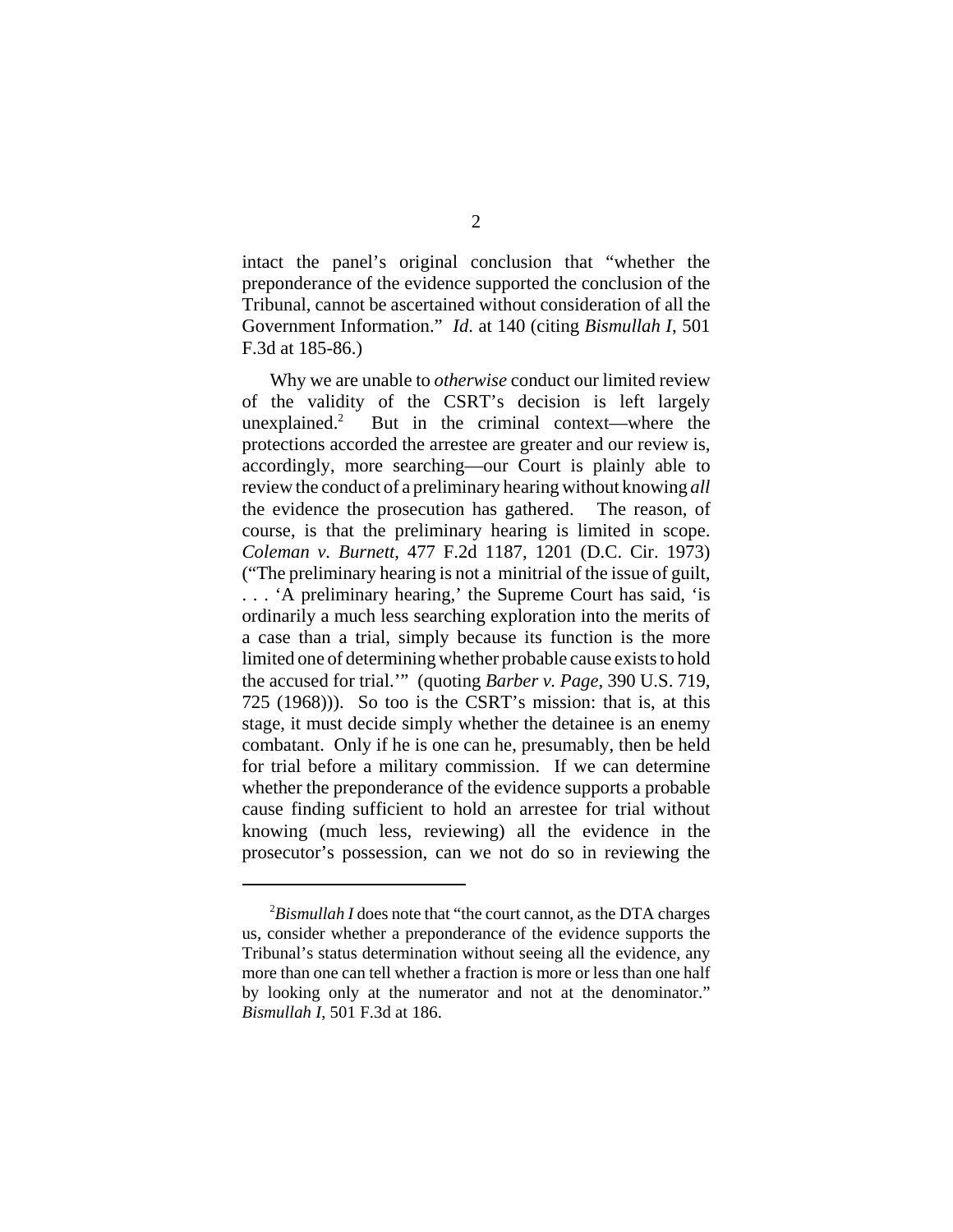intact the panel's original conclusion that "whether the preponderance of the evidence supported the conclusion of the Tribunal, cannot be ascertained without consideration of all the Government Information." *Id.* at 140 (citing *Bismullah I*, 501 F.3d at 185-86.)

Why we are unable to *otherwise* conduct our limited review of the validity of the CSRT's decision is left largely unexplained.[2] But in the criminal context—where the protections accorded the arrestee are greater and our review is, accordingly, more searching—our Court is plainly able to review the conduct of a preliminary hearing without knowing *all* the evidence the prosecution has gathered. The reason, of course, is that the preliminary hearing is limited in scope. *Coleman v. Burnett*, 477 F.2d 1187, 1201 (D.C. Cir. 1973) ("The preliminary hearing is not a minitrial of the issue of guilt, . . . 'A preliminary hearing,' the Supreme Court has said, 'is ordinarily a much less searching exploration into the merits of a case than a trial, simply because its function is the more limited one of determining whether probable cause exists to hold the accused for trial.'" (quoting *Barber v. Page*, 390 U.S. 719, 725 (1968))). So too is the CSRT's mission: that is, at this stage, it must decide simply whether the detainee is an enemy combatant. Only if he is one can he, presumably, then be held for trial before a military commission. If we can determine whether the preponderance of the evidence supports a probable cause finding sufficient to hold an arrestee for trial without knowing (much less, reviewing) all the evidence in the prosecutor's possession, can we not do so in reviewing the

---

[2] *Bismullah I* does note that "the court cannot, as the DTA charges us, consider whether a preponderance of the evidence supports the Tribunal's status determination without seeing all the evidence, any more than one can tell whether a fraction is more or less than one half by looking only at the numerator and not at the denominator." *Bismullah I*, 501 F.3d at 186.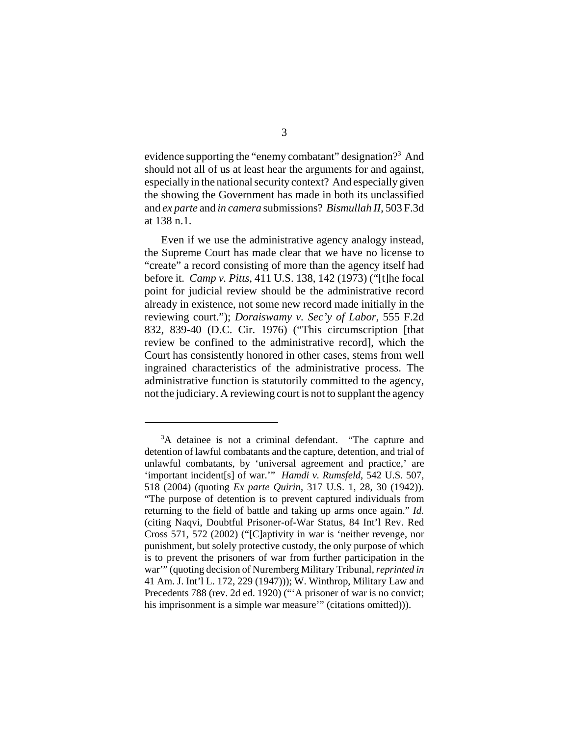evidence supporting the "enemy combatant" designation?[3] And should not all of us at least hear the arguments for and against, especially in the national security context? And especially given the showing the Government has made in both its unclassified and *ex parte* and *in camera* submissions? *Bismullah II*, 503 F.3d at 138 n.1.

Even if we use the administrative agency analogy instead, the Supreme Court has made clear that we have no license to "create" a record consisting of more than the agency itself had before it. *Camp v. Pitts*, 411 U.S. 138, 142 (1973) ("[t]he focal point for judicial review should be the administrative record already in existence, not some new record made initially in the reviewing court."); *Doraiswamy v. Sec'y of Labor*, 555 F.2d 832, 839-40 (D.C. Cir. 1976) ("This circumscription [that review be confined to the administrative record], which the Court has consistently honored in other cases, stems from well ingrained characteristics of the administrative process. The administrative function is statutorily committed to the agency, not the judiciary. A reviewing court is not to supplant the agency

---

[3]A detainee is not a criminal defendant. "The capture and detention of lawful combatants and the capture, detention, and trial of unlawful combatants, by 'universal agreement and practice,' are 'important incident[s] of war.'" *Hamdi v. Rumsfeld*, 542 U.S. 507, 518 (2004) (quoting *Ex parte Quirin*, 317 U.S. 1, 28, 30 (1942)). "The purpose of detention is to prevent captured individuals from returning to the field of battle and taking up arms once again." *Id.* (citing Naqvi, Doubtful Prisoner-of-War Status, 84 Int'l Rev. Red Cross 571, 572 (2002) ("[C]aptivity in war is 'neither revenge, nor punishment, but solely protective custody, the only purpose of which is to prevent the prisoners of war from further participation in the war'" (quoting decision of Nuremberg Military Tribunal, *reprinted in* 41 Am. J. Int'l L. 172, 229 (1947))); W. Winthrop, Military Law and Precedents 788 (rev. 2d ed. 1920) ("'A prisoner of war is no convict; his imprisonment is a simple war measure'" (citations omitted))).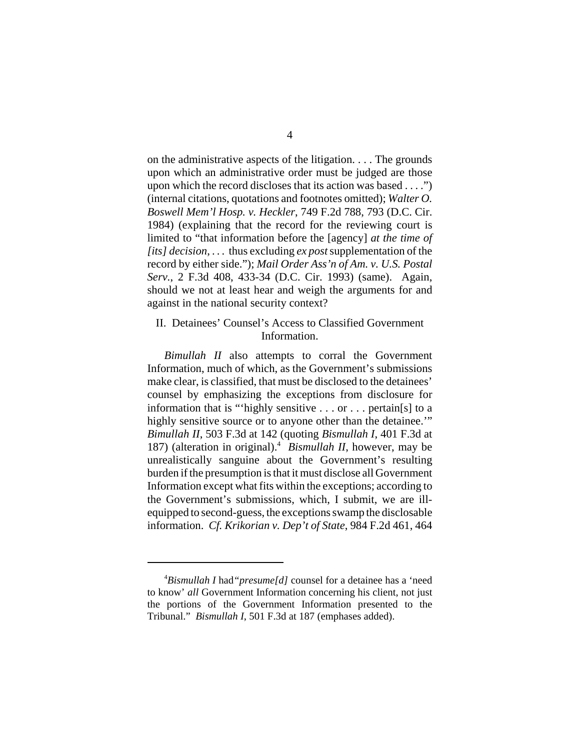on the administrative aspects of the litigation. . . . The grounds upon which an administrative order must be judged are those upon which the record discloses that its action was based . . . .") (internal citations, quotations and footnotes omitted); *Walter O. Boswell Mem'l Hosp. v. Heckler*, 749 F.2d 788, 793 (D.C. Cir. 1984) (explaining that the record for the reviewing court is limited to "that information before the [agency] *at the time of [its] decision*, . . . thus excluding *ex post* supplementation of the record by either side."); *Mail Order Ass'n of Am. v. U.S. Postal Serv.*, 2 F.3d 408, 433-34 (D.C. Cir. 1993) (same). Again, should we not at least hear and weigh the arguments for and against in the national security context?

## II. Detainees' Counsel's Access to Classified Government Information.

*Bimullah II* also attempts to corral the Government Information, much of which, as the Government's submissions make clear, is classified, that must be disclosed to the detainees' counsel by emphasizing the exceptions from disclosure for information that is "'highly sensitive . . . or . . . pertain[s] to a highly sensitive source or to anyone other than the detainee.'" *Bimullah II*, 503 F.3d at 142 (quoting *Bismullah I*, 401 F.3d at 187) (alteration in original).[4] *Bismullah II*, however, may be unrealistically sanguine about the Government's resulting burden if the presumption is that it must disclose all Government Information except what fits within the exceptions; according to the Government's submissions, which, I submit, we are ill-equipped to second-guess, the exceptions swamp the disclosable information. *Cf. Krikorian v. Dep't of State*, 984 F.2d 461, 464

[4]*Bismullah I* had *"presume[d]* counsel for a detainee has a 'need to know' *all* Government Information concerning his client, not just the portions of the Government Information presented to the Tribunal." *Bismullah I*, 501 F.3d at 187 (emphases added).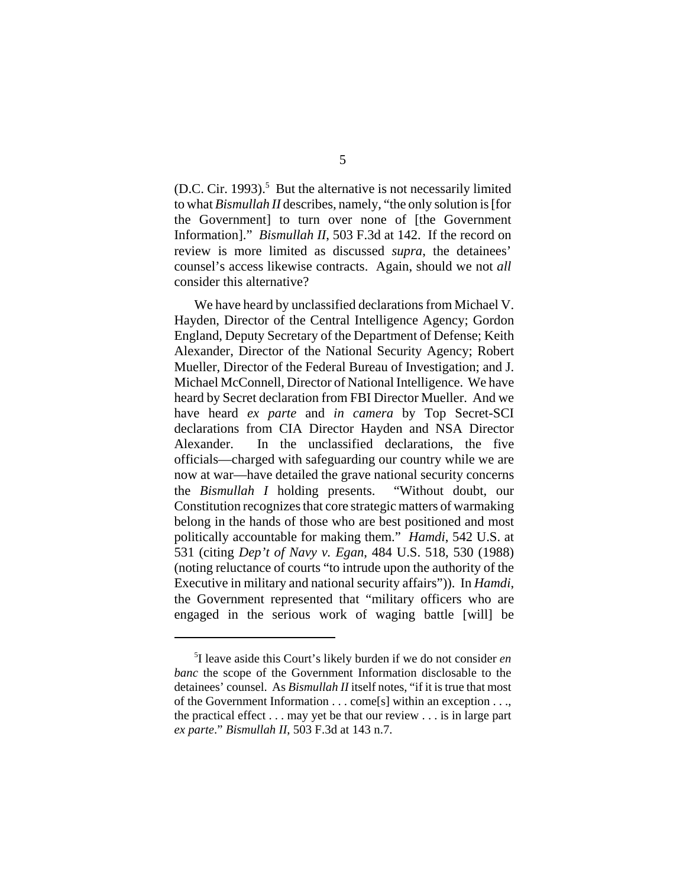(D.C. Cir. 1993).[5] But the alternative is not necessarily limited to what *Bismullah II* describes, namely, "the only solution is [for the Government] to turn over none of [the Government Information]." *Bismullah II*, 503 F.3d at 142. If the record on review is more limited as discussed *supra*, the detainees' counsel's access likewise contracts. Again, should we not *all* consider this alternative?

We have heard by unclassified declarations from Michael V. Hayden, Director of the Central Intelligence Agency; Gordon England, Deputy Secretary of the Department of Defense; Keith Alexander, Director of the National Security Agency; Robert Mueller, Director of the Federal Bureau of Investigation; and J. Michael McConnell, Director of National Intelligence. We have heard by Secret declaration from FBI Director Mueller. And we have heard *ex parte* and *in camera* by Top Secret-SCI declarations from CIA Director Hayden and NSA Director Alexander. In the unclassified declarations, the five officials—charged with safeguarding our country while we are now at war—have detailed the grave national security concerns the *Bismullah I* holding presents. "Without doubt, our Constitution recognizes that core strategic matters of warmaking belong in the hands of those who are best positioned and most politically accountable for making them." *Hamdi*, 542 U.S. at 531 (citing *Dep't of Navy v. Egan*, 484 U.S. 518, 530 (1988) (noting reluctance of courts "to intrude upon the authority of the Executive in military and national security affairs")). In *Hamdi*, the Government represented that "military officers who are engaged in the serious work of waging battle [will] be

---

[5] I leave aside this Court's likely burden if we do not consider *en banc* the scope of the Government Information disclosable to the detainees' counsel. As *Bismullah II* itself notes, "if it is true that most of the Government Information . . . come[s] within an exception . . ., the practical effect . . . may yet be that our review . . . is in large part *ex parte*." *Bismullah II*, 503 F.3d at 143 n.7.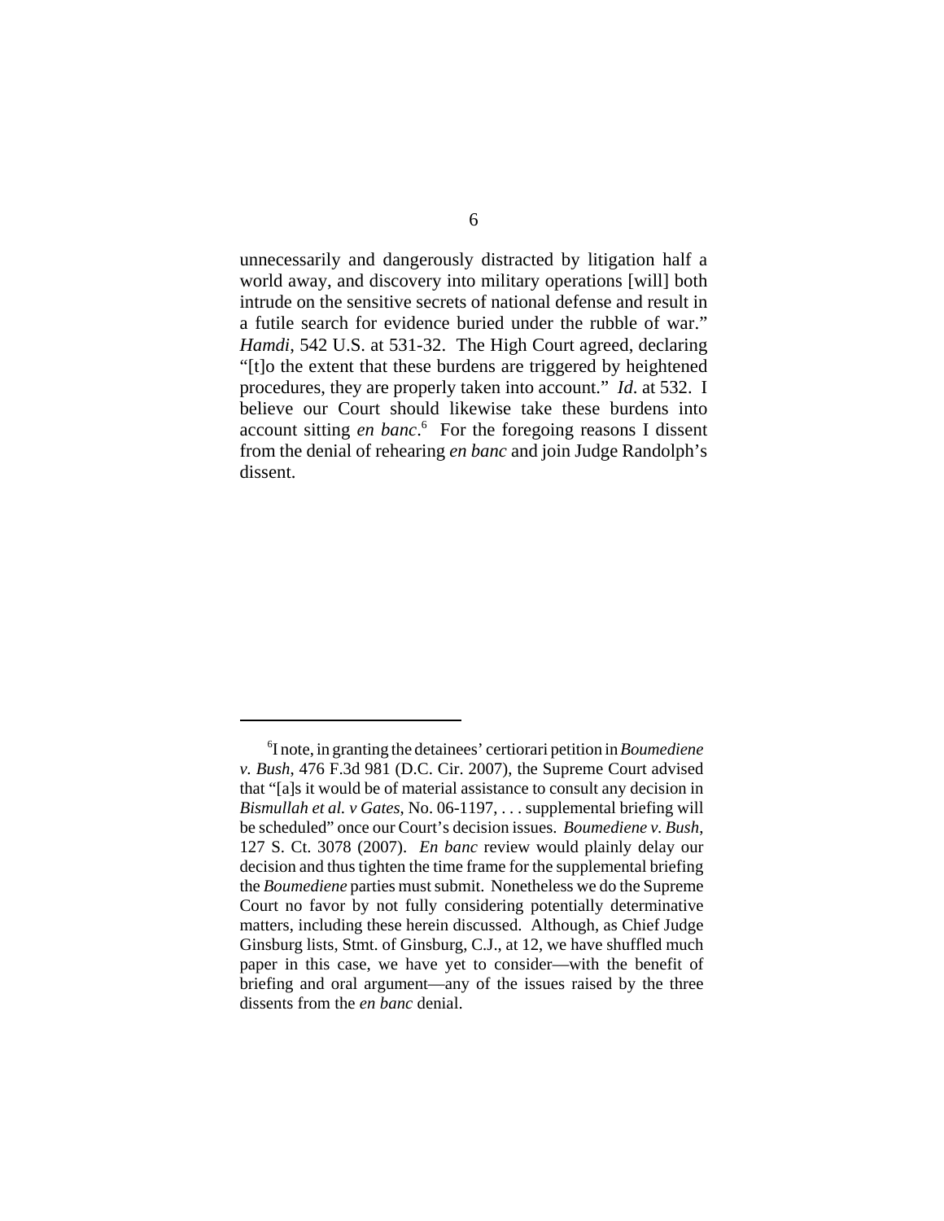unnecessarily and dangerously distracted by litigation half a world away, and discovery into military operations [will] both intrude on the sensitive secrets of national defense and result in a futile search for evidence buried under the rubble of war." *Hamdi*, 542 U.S. at 531-32. The High Court agreed, declaring "[t]o the extent that these burdens are triggered by heightened procedures, they are properly taken into account." *Id*. at 532. I believe our Court should likewise take these burdens into account sitting *en banc*.[6] For the foregoing reasons I dissent from the denial of rehearing *en banc* and join Judge Randolph's dissent.

---

[6]I note, in granting the detainees' certiorari petition in *Boumediene v. Bush*, 476 F.3d 981 (D.C. Cir. 2007), the Supreme Court advised that "[a]s it would be of material assistance to consult any decision in *Bismullah et al. v Gates*, No. 06-1197, . . . supplemental briefing will be scheduled" once our Court's decision issues. *Boumediene v. Bush*, 127 S. Ct. 3078 (2007). *En banc* review would plainly delay our decision and thus tighten the time frame for the supplemental briefing the *Boumediene* parties must submit. Nonetheless we do the Supreme Court no favor by not fully considering potentially determinative matters, including these herein discussed. Although, as Chief Judge Ginsburg lists, Stmt. of Ginsburg, C.J., at 12, we have shuffled much paper in this case, we have yet to consider—with the benefit of briefing and oral argument—any of the issues raised by the three dissents from the *en banc* denial.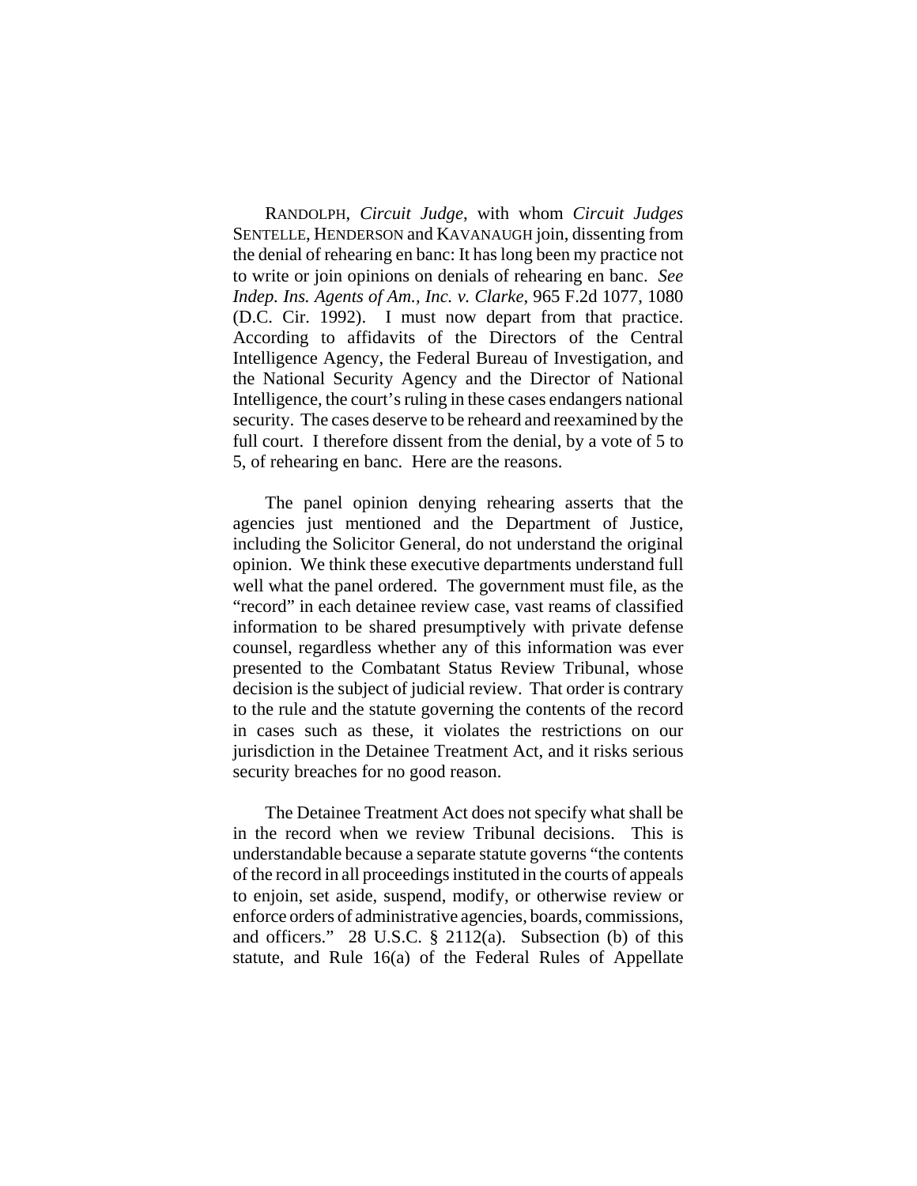RANDOLPH, *Circuit Judge*, with whom *Circuit Judges* SENTELLE, HENDERSON and KAVANAUGH join, dissenting from the denial of rehearing en banc: It has long been my practice not to write or join opinions on denials of rehearing en banc. *See Indep. Ins. Agents of Am., Inc. v. Clarke*, 965 F.2d 1077, 1080 (D.C. Cir. 1992). I must now depart from that practice. According to affidavits of the Directors of the Central Intelligence Agency, the Federal Bureau of Investigation, and the National Security Agency and the Director of National Intelligence, the court's ruling in these cases endangers national security. The cases deserve to be reheard and reexamined by the full court. I therefore dissent from the denial, by a vote of 5 to 5, of rehearing en banc. Here are the reasons.

The panel opinion denying rehearing asserts that the agencies just mentioned and the Department of Justice, including the Solicitor General, do not understand the original opinion. We think these executive departments understand full well what the panel ordered. The government must file, as the "record" in each detainee review case, vast reams of classified information to be shared presumptively with private defense counsel, regardless whether any of this information was ever presented to the Combatant Status Review Tribunal, whose decision is the subject of judicial review. That order is contrary to the rule and the statute governing the contents of the record in cases such as these, it violates the restrictions on our jurisdiction in the Detainee Treatment Act, and it risks serious security breaches for no good reason.

The Detainee Treatment Act does not specify what shall be in the record when we review Tribunal decisions. This is understandable because a separate statute governs "the contents of the record in all proceedings instituted in the courts of appeals to enjoin, set aside, suspend, modify, or otherwise review or enforce orders of administrative agencies, boards, commissions, and officers." 28 U.S.C. § 2112(a). Subsection (b) of this statute, and Rule 16(a) of the Federal Rules of Appellate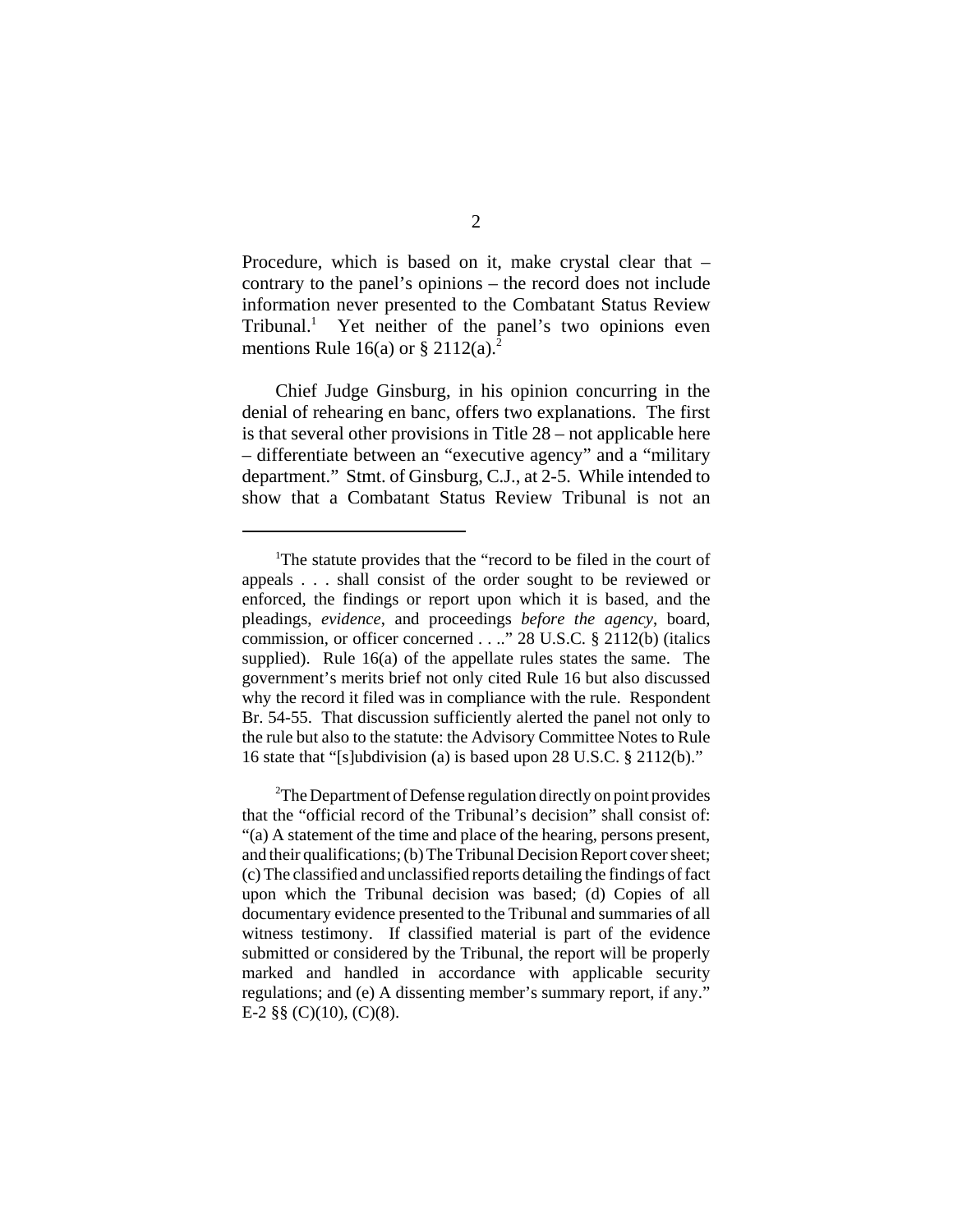Procedure, which is based on it, make crystal clear that – contrary to the panel's opinions – the record does not include information never presented to the Combatant Status Review Tribunal.[1] Yet neither of the panel's two opinions even mentions Rule 16(a) or § 2112(a).[2]

Chief Judge Ginsburg, in his opinion concurring in the denial of rehearing en banc, offers two explanations. The first is that several other provisions in Title 28 – not applicable here – differentiate between an "executive agency" and a "military department." Stmt. of Ginsburg, C.J., at 2-5. While intended to show that a Combatant Status Review Tribunal is not an

---

[1]The statute provides that the "record to be filed in the court of appeals . . . shall consist of the order sought to be reviewed or enforced, the findings or report upon which it is based, and the pleadings, *evidence*, and proceedings *before the agency*, board, commission, or officer concerned . . .." 28 U.S.C. § 2112(b) (italics supplied). Rule 16(a) of the appellate rules states the same. The government's merits brief not only cited Rule 16 but also discussed why the record it filed was in compliance with the rule. Respondent Br. 54-55. That discussion sufficiently alerted the panel not only to the rule but also to the statute: the Advisory Committee Notes to Rule 16 state that "[s]ubdivision (a) is based upon 28 U.S.C. § 2112(b)."

[2]The Department of Defense regulation directly on point provides that the "official record of the Tribunal's decision" shall consist of: "(a) A statement of the time and place of the hearing, persons present, and their qualifications; (b) The Tribunal Decision Report cover sheet; (c) The classified and unclassified reports detailing the findings of fact upon which the Tribunal decision was based; (d) Copies of all documentary evidence presented to the Tribunal and summaries of all witness testimony. If classified material is part of the evidence submitted or considered by the Tribunal, the report will be properly marked and handled in accordance with applicable security regulations; and (e) A dissenting member's summary report, if any." E-2 §§ (C)(10), (C)(8).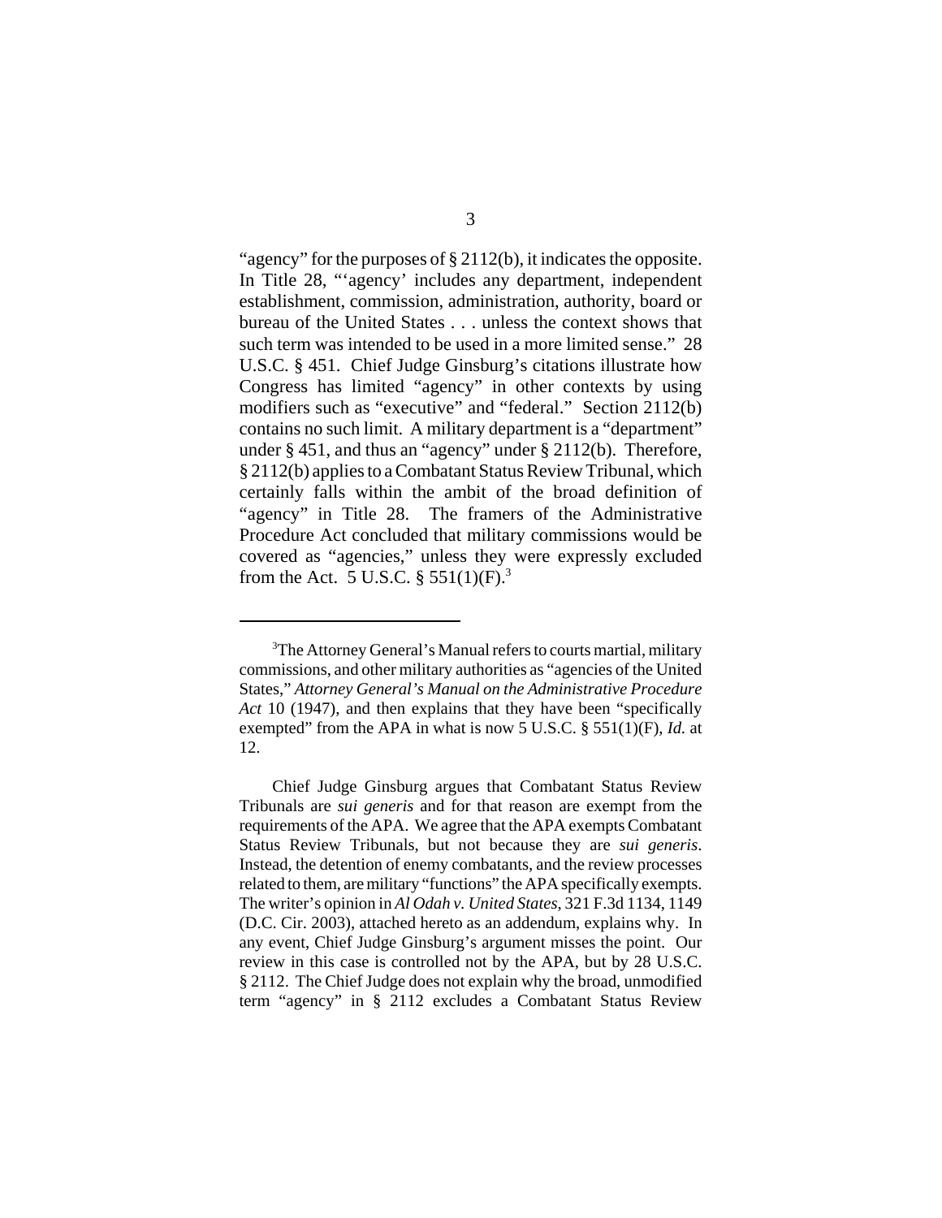"agency" for the purposes of § 2112(b), it indicates the opposite. In Title 28, "'agency' includes any department, independent establishment, commission, administration, authority, board or bureau of the United States . . . unless the context shows that such term was intended to be used in a more limited sense." 28 U.S.C. § 451. Chief Judge Ginsburg's citations illustrate how Congress has limited "agency" in other contexts by using modifiers such as "executive" and "federal." Section 2112(b) contains no such limit. A military department is a "department" under § 451, and thus an "agency" under § 2112(b). Therefore, § 2112(b) applies to a Combatant Status Review Tribunal, which certainly falls within the ambit of the broad definition of "agency" in Title 28. The framers of the Administrative Procedure Act concluded that military commissions would be covered as "agencies," unless they were expressly excluded from the Act. 5 U.S.C. § 551(1)(F).[3]

---

[3]The Attorney General's Manual refers to courts martial, military commissions, and other military authorities as "agencies of the United States," *Attorney General's Manual on the Administrative Procedure Act* 10 (1947), and then explains that they have been "specifically exempted" from the APA in what is now 5 U.S.C. § 551(1)(F), *Id.* at 12.

Chief Judge Ginsburg argues that Combatant Status Review Tribunals are *sui generis* and for that reason are exempt from the requirements of the APA. We agree that the APA exempts Combatant Status Review Tribunals, but not because they are *sui generis*. Instead, the detention of enemy combatants, and the review processes related to them, are military "functions" the APA specifically exempts. The writer's opinion in *Al Odah v. United States*, 321 F.3d 1134, 1149 (D.C. Cir. 2003), attached hereto as an addendum, explains why. In any event, Chief Judge Ginsburg's argument misses the point. Our review in this case is controlled not by the APA, but by 28 U.S.C. § 2112. The Chief Judge does not explain why the broad, unmodified term "agency" in § 2112 excludes a Combatant Status Review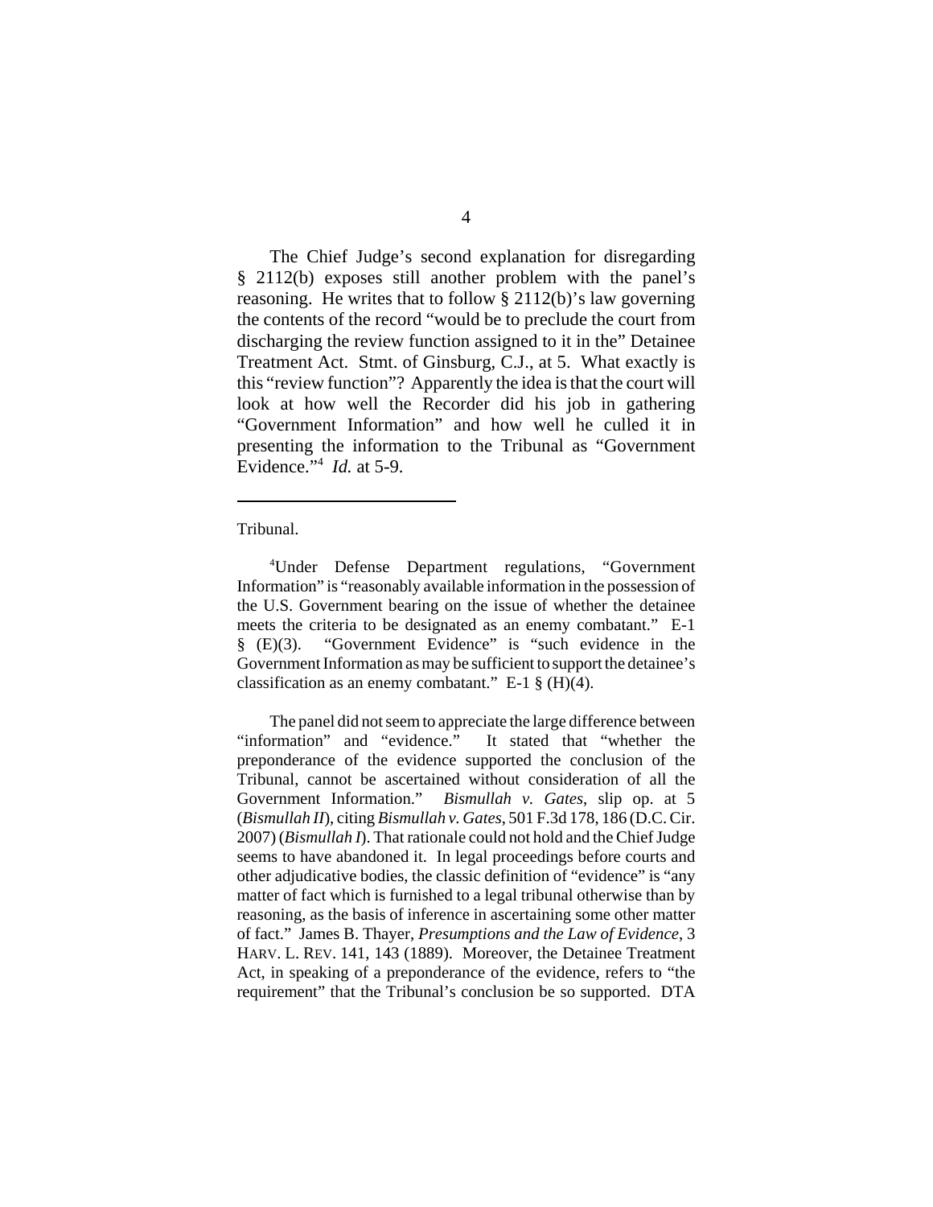The Chief Judge's second explanation for disregarding § 2112(b) exposes still another problem with the panel's reasoning. He writes that to follow § 2112(b)'s law governing the contents of the record "would be to preclude the court from discharging the review function assigned to it in the" Detainee Treatment Act. Stmt. of Ginsburg, C.J., at 5. What exactly is this "review function"? Apparently the idea is that the court will look at how well the Recorder did his job in gathering "Government Information" and how well he culled it in presenting the information to the Tribunal as "Government Evidence."[4] *Id.* at 5-9.

---

Tribunal.

[4]Under Defense Department regulations, "Government Information" is "reasonably available information in the possession of the U.S. Government bearing on the issue of whether the detainee meets the criteria to be designated as an enemy combatant." E-1 § (E)(3). "Government Evidence" is "such evidence in the Government Information as may be sufficient to support the detainee's classification as an enemy combatant." E-1 § (H)(4).

The panel did not seem to appreciate the large difference between "information" and "evidence." It stated that "whether the preponderance of the evidence supported the conclusion of the Tribunal, cannot be ascertained without consideration of all the Government Information." *Bismullah v. Gates*, slip op. at 5 (*Bismullah II*), citing *Bismullah v. Gates*, 501 F.3d 178, 186 (D.C. Cir. 2007) (*Bismullah I*). That rationale could not hold and the Chief Judge seems to have abandoned it. In legal proceedings before courts and other adjudicative bodies, the classic definition of "evidence" is "any matter of fact which is furnished to a legal tribunal otherwise than by reasoning, as the basis of inference in ascertaining some other matter of fact." James B. Thayer, *Presumptions and the Law of Evidence*, 3 HARV. L. REV. 141, 143 (1889). Moreover, the Detainee Treatment Act, in speaking of a preponderance of the evidence, refers to "the requirement" that the Tribunal's conclusion be so supported. DTA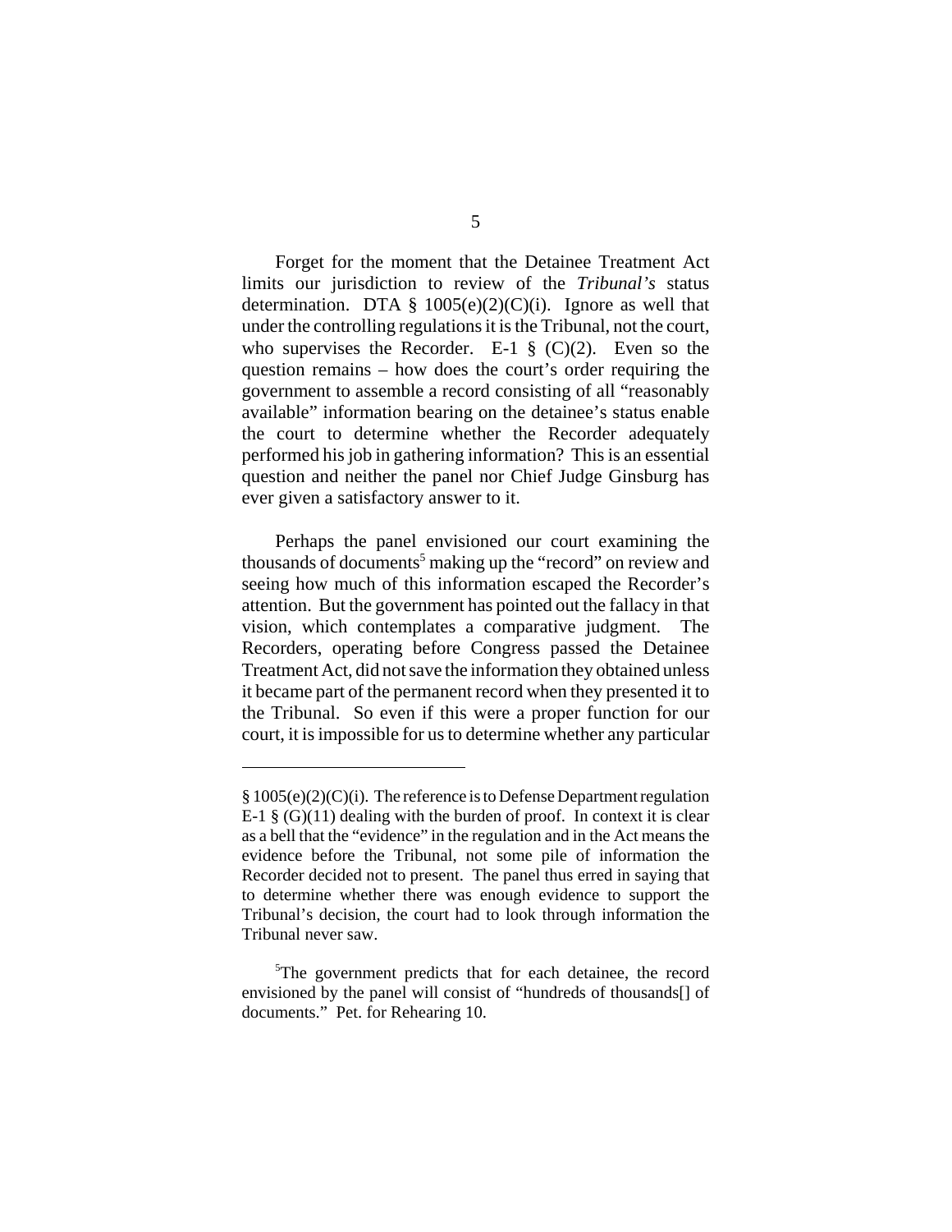Forget for the moment that the Detainee Treatment Act limits our jurisdiction to review of the *Tribunal's* status determination. DTA § 1005(e)(2)(C)(i). Ignore as well that under the controlling regulations it is the Tribunal, not the court, who supervises the Recorder. E-1 § (C)(2). Even so the question remains – how does the court's order requiring the government to assemble a record consisting of all "reasonably available" information bearing on the detainee's status enable the court to determine whether the Recorder adequately performed his job in gathering information? This is an essential question and neither the panel nor Chief Judge Ginsburg has ever given a satisfactory answer to it.

Perhaps the panel envisioned our court examining the thousands of documents[5] making up the "record" on review and seeing how much of this information escaped the Recorder's attention. But the government has pointed out the fallacy in that vision, which contemplates a comparative judgment. The Recorders, operating before Congress passed the Detainee Treatment Act, did not save the information they obtained unless it became part of the permanent record when they presented it to the Tribunal. So even if this were a proper function for our court, it is impossible for us to determine whether any particular

---

§ 1005(e)(2)(C)(i). The reference is to Defense Department regulation E-1 § (G)(11) dealing with the burden of proof. In context it is clear as a bell that the "evidence" in the regulation and in the Act means the evidence before the Tribunal, not some pile of information the Recorder decided not to present. The panel thus erred in saying that to determine whether there was enough evidence to support the Tribunal's decision, the court had to look through information the Tribunal never saw.

[5]The government predicts that for each detainee, the record envisioned by the panel will consist of "hundreds of thousands[] of documents." Pet. for Rehearing 10.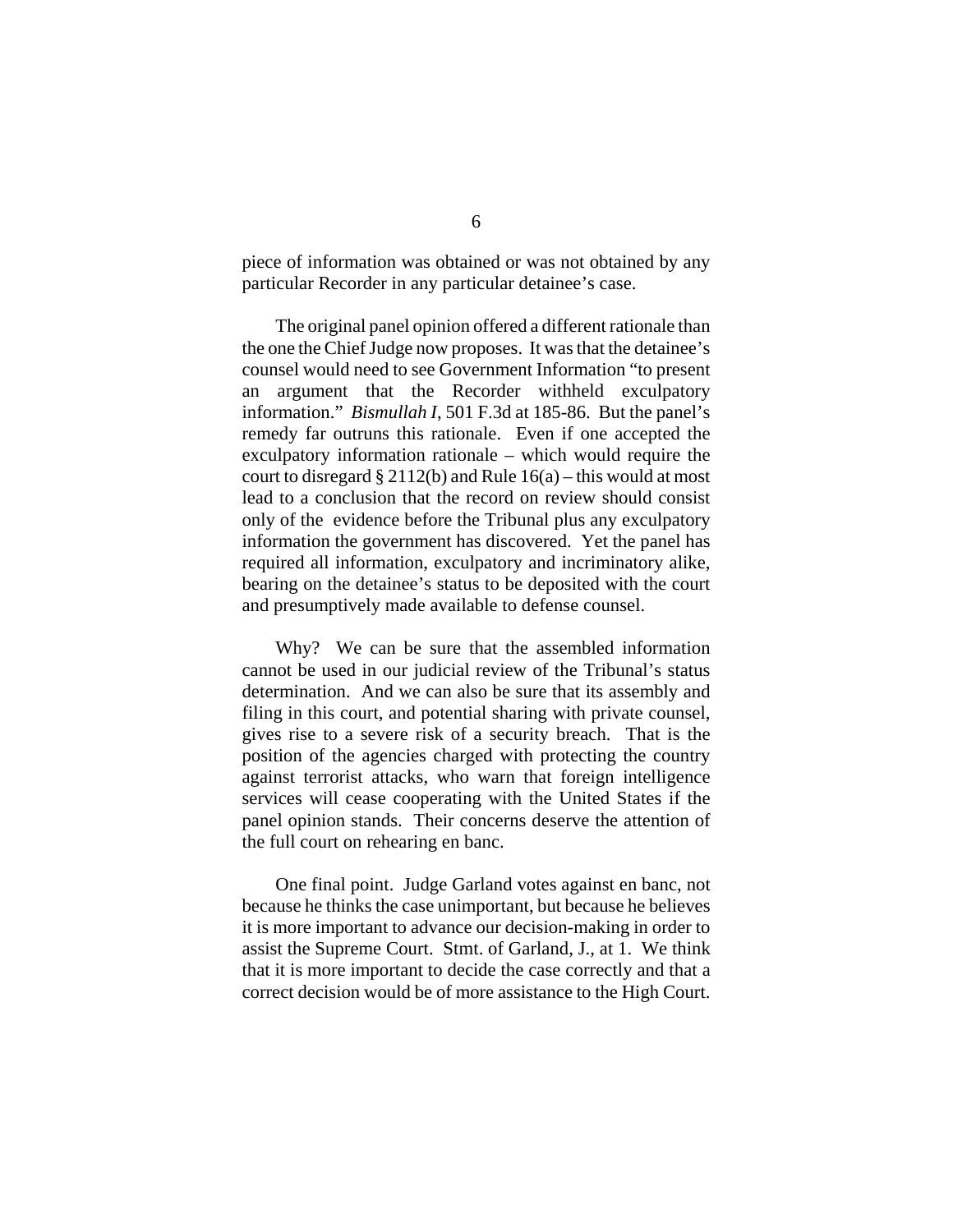piece of information was obtained or was not obtained by any particular Recorder in any particular detainee's case.

The original panel opinion offered a different rationale than the one the Chief Judge now proposes. It was that the detainee's counsel would need to see Government Information "to present an argument that the Recorder withheld exculpatory information." *Bismullah I*, 501 F.3d at 185-86. But the panel's remedy far outruns this rationale. Even if one accepted the exculpatory information rationale – which would require the court to disregard § 2112(b) and Rule 16(a) – this would at most lead to a conclusion that the record on review should consist only of the evidence before the Tribunal plus any exculpatory information the government has discovered. Yet the panel has required all information, exculpatory and incriminatory alike, bearing on the detainee's status to be deposited with the court and presumptively made available to defense counsel.

Why? We can be sure that the assembled information cannot be used in our judicial review of the Tribunal's status determination. And we can also be sure that its assembly and filing in this court, and potential sharing with private counsel, gives rise to a severe risk of a security breach. That is the position of the agencies charged with protecting the country against terrorist attacks, who warn that foreign intelligence services will cease cooperating with the United States if the panel opinion stands. Their concerns deserve the attention of the full court on rehearing en banc.

One final point. Judge Garland votes against en banc, not because he thinks the case unimportant, but because he believes it is more important to advance our decision-making in order to assist the Supreme Court. Stmt. of Garland, J., at 1. We think that it is more important to decide the case correctly and that a correct decision would be of more assistance to the High Court.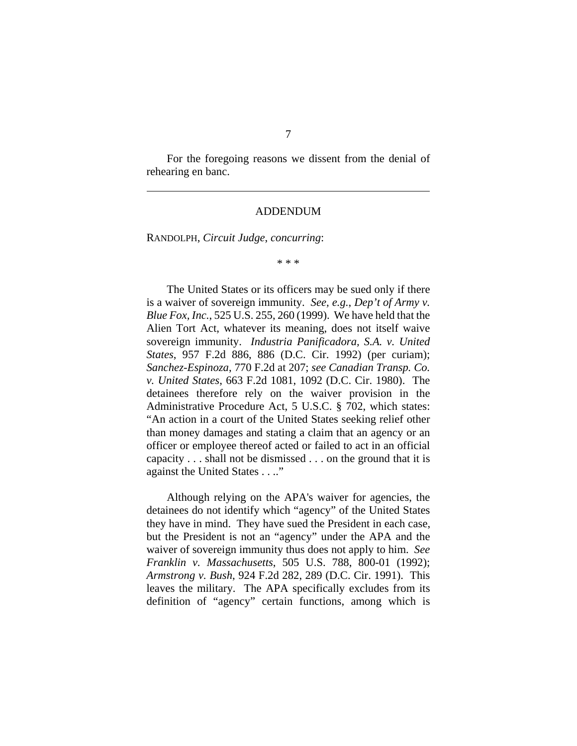For the foregoing reasons we dissent from the denial of rehearing en banc.

---

ADDENDUM

RANDOLPH, *Circuit Judge*, *concurring*:

\* \* \*

The United States or its officers may be sued only if there is a waiver of sovereign immunity. *See, e.g.*, *Dep't of Army v. Blue Fox, Inc.*, 525 U.S. 255, 260 (1999). We have held that the Alien Tort Act, whatever its meaning, does not itself waive sovereign immunity. *Industria Panificadora, S.A. v. United States*, 957 F.2d 886, 886 (D.C. Cir. 1992) (per curiam); *Sanchez-Espinoza*, 770 F.2d at 207; *see Canadian Transp. Co. v. United States*, 663 F.2d 1081, 1092 (D.C. Cir. 1980). The detainees therefore rely on the waiver provision in the Administrative Procedure Act, 5 U.S.C. § 702, which states: "An action in a court of the United States seeking relief other than money damages and stating a claim that an agency or an officer or employee thereof acted or failed to act in an official capacity . . . shall not be dismissed . . . on the ground that it is against the United States . . .."

Although relying on the APA's waiver for agencies, the detainees do not identify which "agency" of the United States they have in mind. They have sued the President in each case, but the President is not an "agency" under the APA and the waiver of sovereign immunity thus does not apply to him. *See Franklin v. Massachusetts*, 505 U.S. 788, 800-01 (1992); *Armstrong v. Bush*, 924 F.2d 282, 289 (D.C. Cir. 1991). This leaves the military. The APA specifically excludes from its definition of "agency" certain functions, among which is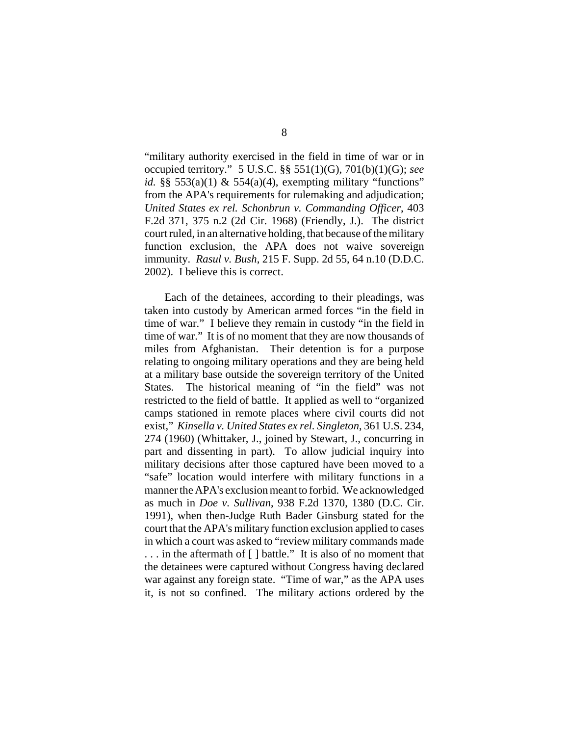"military authority exercised in the field in time of war or in occupied territory." 5 U.S.C. §§ 551(1)(G), 701(b)(1)(G); *see id.* §§ 553(a)(1) & 554(a)(4), exempting military "functions" from the APA's requirements for rulemaking and adjudication; *United States ex rel. Schonbrun v. Commanding Officer*, 403 F.2d 371, 375 n.2 (2d Cir. 1968) (Friendly, J.). The district court ruled, in an alternative holding, that because of the military function exclusion, the APA does not waive sovereign immunity. *Rasul v. Bush*, 215 F. Supp. 2d 55, 64 n.10 (D.D.C. 2002). I believe this is correct.

Each of the detainees, according to their pleadings, was taken into custody by American armed forces "in the field in time of war." I believe they remain in custody "in the field in time of war." It is of no moment that they are now thousands of miles from Afghanistan. Their detention is for a purpose relating to ongoing military operations and they are being held at a military base outside the sovereign territory of the United States. The historical meaning of "in the field" was not restricted to the field of battle. It applied as well to "organized camps stationed in remote places where civil courts did not exist," *Kinsella v. United States ex rel. Singleton*, 361 U.S. 234, 274 (1960) (Whittaker, J., joined by Stewart, J., concurring in part and dissenting in part). To allow judicial inquiry into military decisions after those captured have been moved to a "safe" location would interfere with military functions in a manner the APA's exclusion meant to forbid. We acknowledged as much in *Doe v. Sullivan*, 938 F.2d 1370, 1380 (D.C. Cir. 1991), when then-Judge Ruth Bader Ginsburg stated for the court that the APA's military function exclusion applied to cases in which a court was asked to "review military commands made . . . in the aftermath of [ ] battle." It is also of no moment that the detainees were captured without Congress having declared war against any foreign state. "Time of war," as the APA uses it, is not so confined. The military actions ordered by the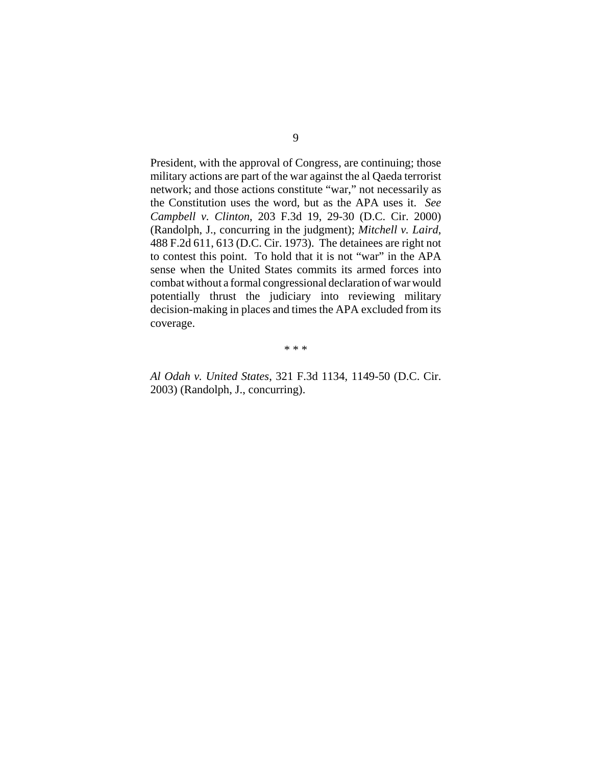President, with the approval of Congress, are continuing; those military actions are part of the war against the al Qaeda terrorist network; and those actions constitute "war," not necessarily as the Constitution uses the word, but as the APA uses it. *See Campbell v. Clinton*, 203 F.3d 19, 29-30 (D.C. Cir. 2000) (Randolph, J., concurring in the judgment); *Mitchell v. Laird*, 488 F.2d 611, 613 (D.C. Cir. 1973). The detainees are right not to contest this point. To hold that it is not "war" in the APA sense when the United States commits its armed forces into combat without a formal congressional declaration of war would potentially thrust the judiciary into reviewing military decision-making in places and times the APA excluded from its coverage.

\* \* \*

*Al Odah v. United States*, 321 F.3d 1134, 1149-50 (D.C. Cir. 2003) (Randolph, J., concurring).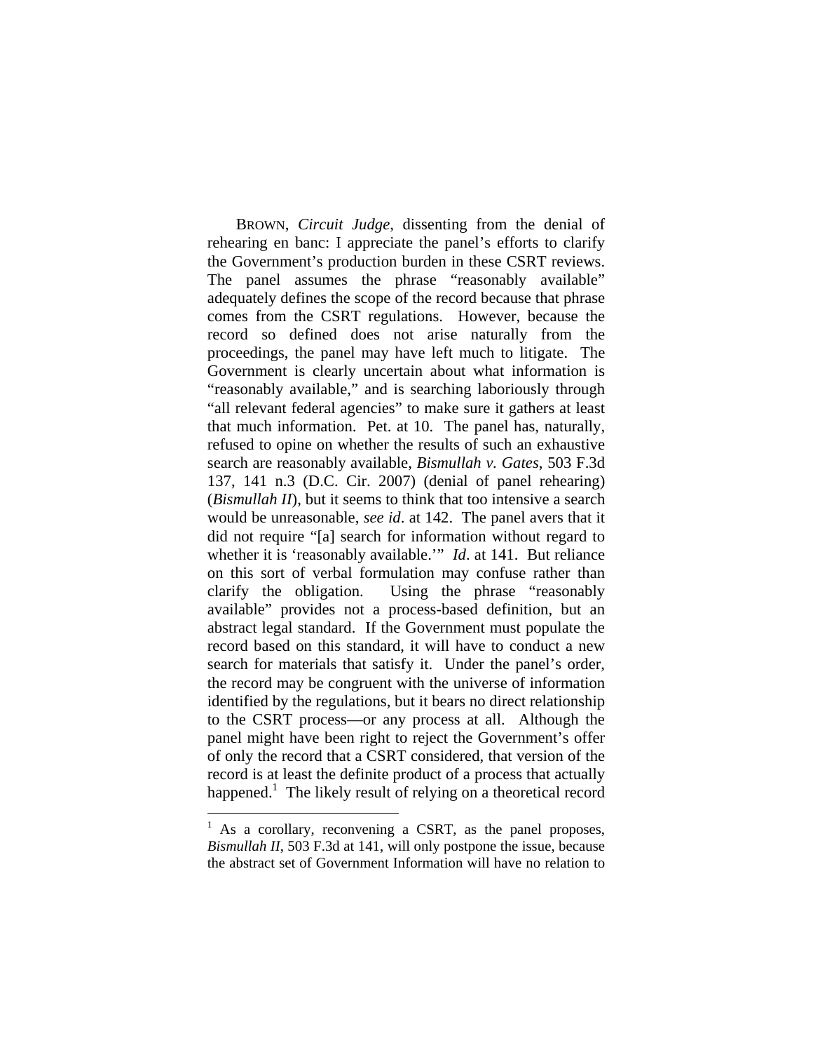BROWN, *Circuit Judge*, dissenting from the denial of rehearing en banc: I appreciate the panel's efforts to clarify the Government's production burden in these CSRT reviews. The panel assumes the phrase "reasonably available" adequately defines the scope of the record because that phrase comes from the CSRT regulations. However, because the record so defined does not arise naturally from the proceedings, the panel may have left much to litigate. The Government is clearly uncertain about what information is "reasonably available," and is searching laboriously through "all relevant federal agencies" to make sure it gathers at least that much information. Pet. at 10. The panel has, naturally, refused to opine on whether the results of such an exhaustive search are reasonably available, *Bismullah v. Gates*, 503 F.3d 137, 141 n.3 (D.C. Cir. 2007) (denial of panel rehearing) (*Bismullah II*), but it seems to think that too intensive a search would be unreasonable, *see id*. at 142. The panel avers that it did not require "[a] search for information without regard to whether it is 'reasonably available.'" *Id*. at 141. But reliance on this sort of verbal formulation may confuse rather than clarify the obligation. Using the phrase "reasonably available" provides not a process-based definition, but an abstract legal standard. If the Government must populate the record based on this standard, it will have to conduct a new search for materials that satisfy it. Under the panel's order, the record may be congruent with the universe of information identified by the regulations, but it bears no direct relationship to the CSRT process—or any process at all. Although the panel might have been right to reject the Government's offer of only the record that a CSRT considered, that version of the record is at least the definite product of a process that actually happened.[1] The likely result of relying on a theoretical record

[1] As a corollary, reconvening a CSRT, as the panel proposes, *Bismullah II*, 503 F.3d at 141, will only postpone the issue, because the abstract set of Government Information will have no relation to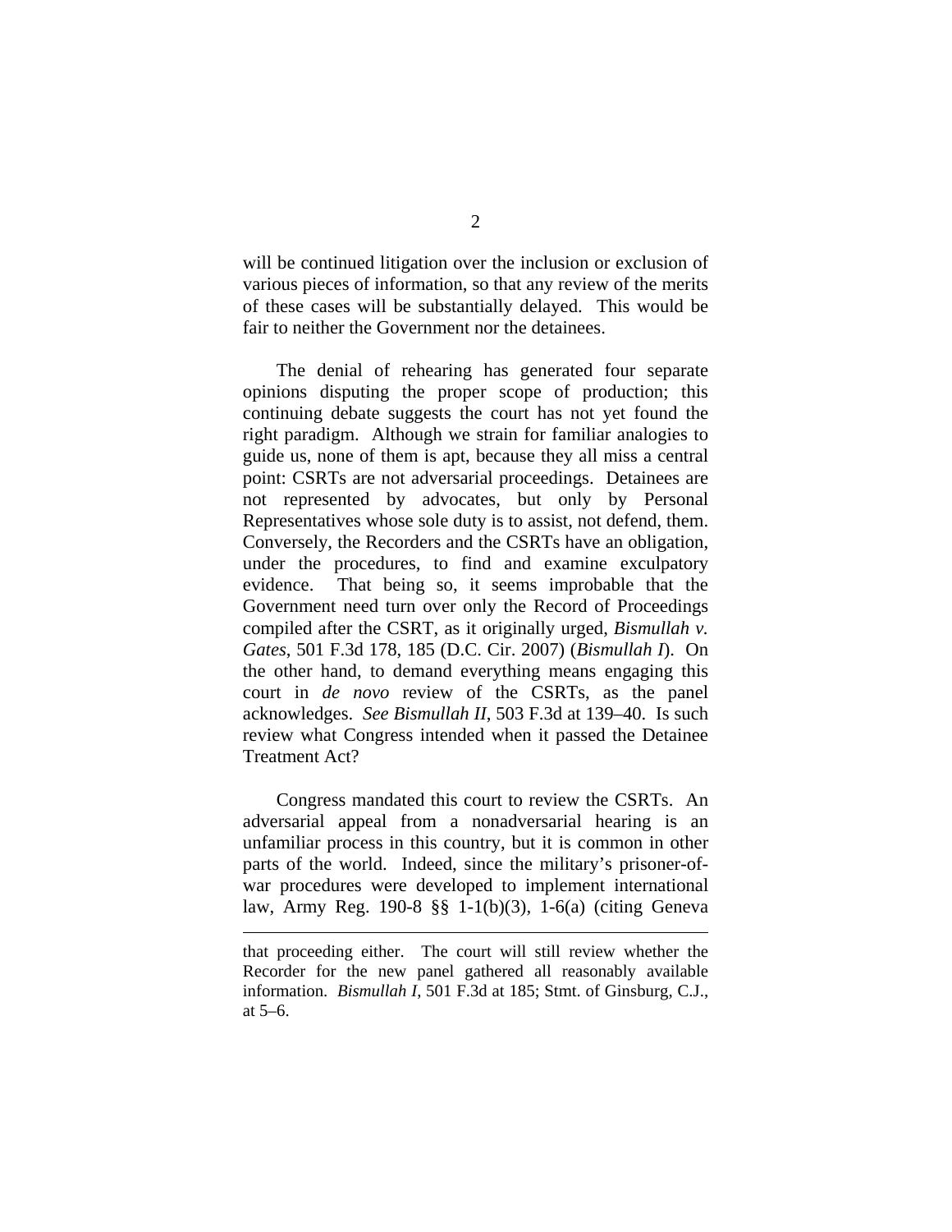will be continued litigation over the inclusion or exclusion of various pieces of information, so that any review of the merits of these cases will be substantially delayed. This would be fair to neither the Government nor the detainees.

The denial of rehearing has generated four separate opinions disputing the proper scope of production; this continuing debate suggests the court has not yet found the right paradigm. Although we strain for familiar analogies to guide us, none of them is apt, because they all miss a central point: CSRTs are not adversarial proceedings. Detainees are not represented by advocates, but only by Personal Representatives whose sole duty is to assist, not defend, them. Conversely, the Recorders and the CSRTs have an obligation, under the procedures, to find and examine exculpatory evidence. That being so, it seems improbable that the Government need turn over only the Record of Proceedings compiled after the CSRT, as it originally urged, *Bismullah v. Gates*, 501 F.3d 178, 185 (D.C. Cir. 2007) (*Bismullah I*). On the other hand, to demand everything means engaging this court in *de novo* review of the CSRTs, as the panel acknowledges. *See Bismullah II*, 503 F.3d at 139–40. Is such review what Congress intended when it passed the Detainee Treatment Act?

Congress mandated this court to review the CSRTs. An adversarial appeal from a nonadversarial hearing is an unfamiliar process in this country, but it is common in other parts of the world. Indeed, since the military's prisoner-of-war procedures were developed to implement international law, Army Reg. 190-8 §§ 1-1(b)(3), 1-6(a) (citing Geneva

---

that proceeding either. The court will still review whether the Recorder for the new panel gathered all reasonably available information. *Bismullah I*, 501 F.3d at 185; Stmt. of Ginsburg, C.J., at 5–6.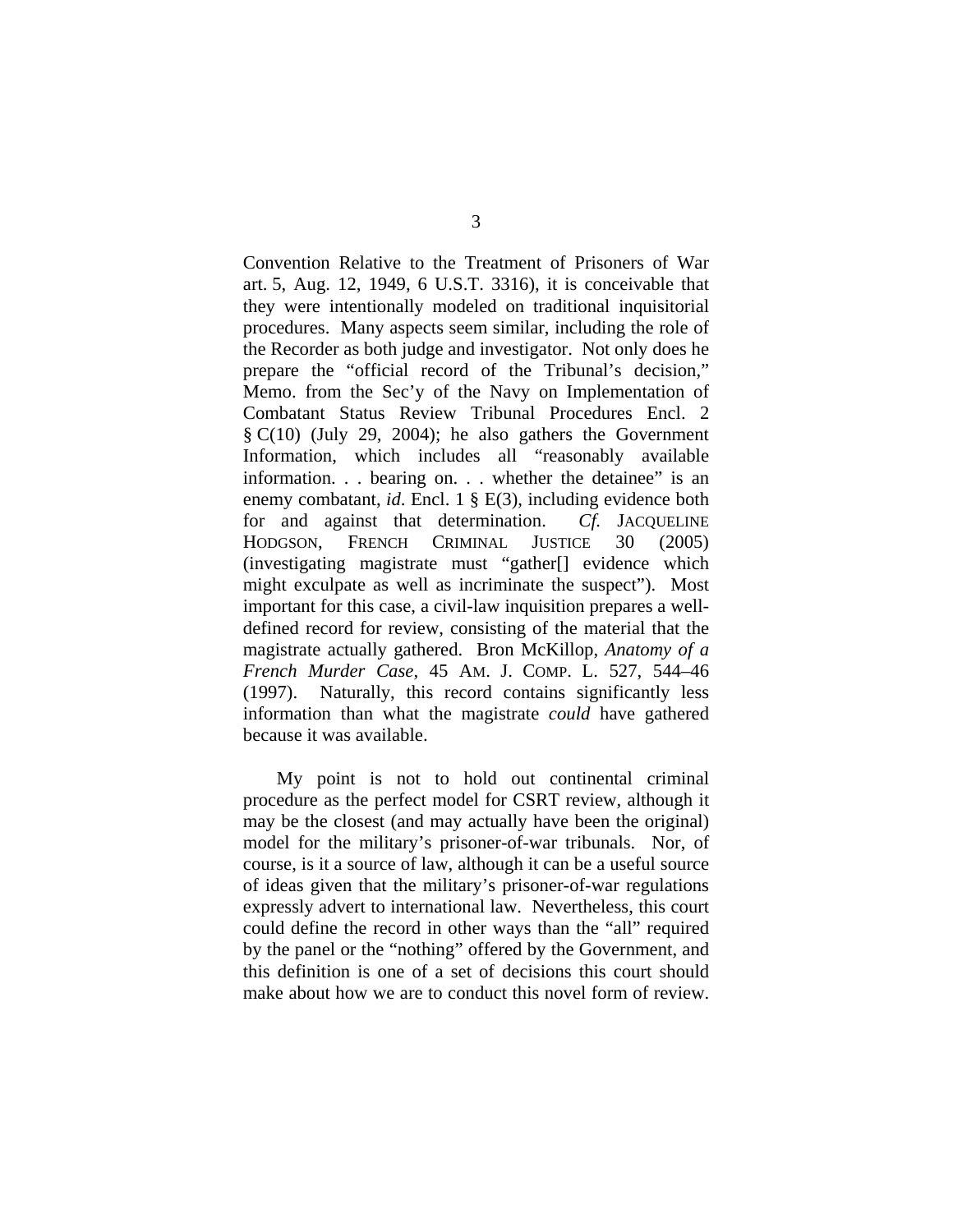Convention Relative to the Treatment of Prisoners of War art. 5, Aug. 12, 1949, 6 U.S.T. 3316), it is conceivable that they were intentionally modeled on traditional inquisitorial procedures. Many aspects seem similar, including the role of the Recorder as both judge and investigator. Not only does he prepare the "official record of the Tribunal's decision," Memo. from the Sec'y of the Navy on Implementation of Combatant Status Review Tribunal Procedures Encl. 2 § C(10) (July 29, 2004); he also gathers the Government Information, which includes all "reasonably available information. . . bearing on. . . whether the detainee" is an enemy combatant, *id.* Encl. 1 § E(3), including evidence both for and against that determination. *Cf.* JACQUELINE HODGSON, FRENCH CRIMINAL JUSTICE 30 (2005) (investigating magistrate must "gather[] evidence which might exculpate as well as incriminate the suspect"). Most important for this case, a civil-law inquisition prepares a well-defined record for review, consisting of the material that the magistrate actually gathered. Bron McKillop, *Anatomy of a French Murder Case*, 45 AM. J. COMP. L. 527, 544–46 (1997). Naturally, this record contains significantly less information than what the magistrate *could* have gathered because it was available.

My point is not to hold out continental criminal procedure as the perfect model for CSRT review, although it may be the closest (and may actually have been the original) model for the military's prisoner-of-war tribunals. Nor, of course, is it a source of law, although it can be a useful source of ideas given that the military's prisoner-of-war regulations expressly advert to international law. Nevertheless, this court could define the record in other ways than the "all" required by the panel or the "nothing" offered by the Government, and this definition is one of a set of decisions this court should make about how we are to conduct this novel form of review.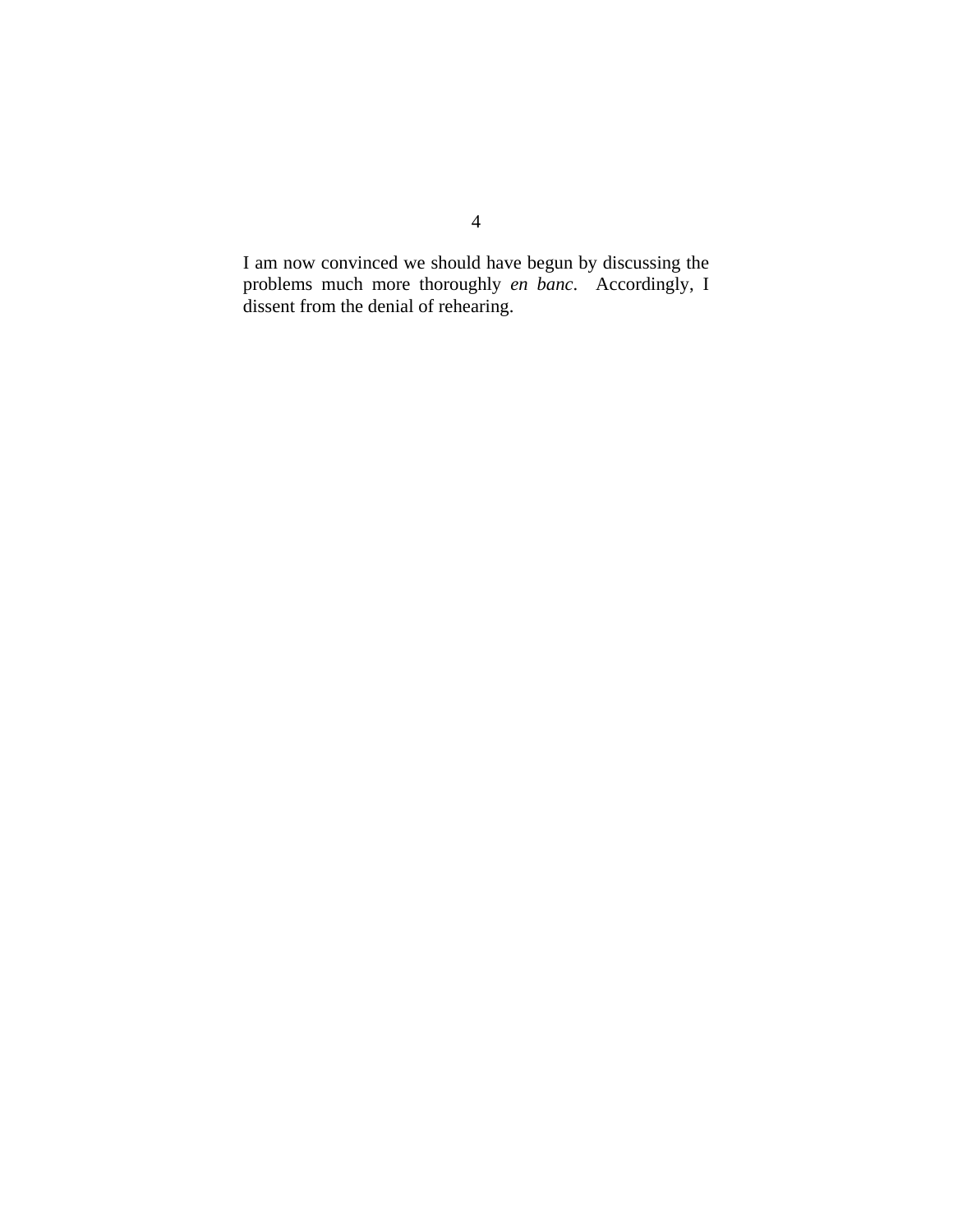I am now convinced we should have begun by discussing the problems much more thoroughly *en banc*. Accordingly, I dissent from the denial of rehearing.